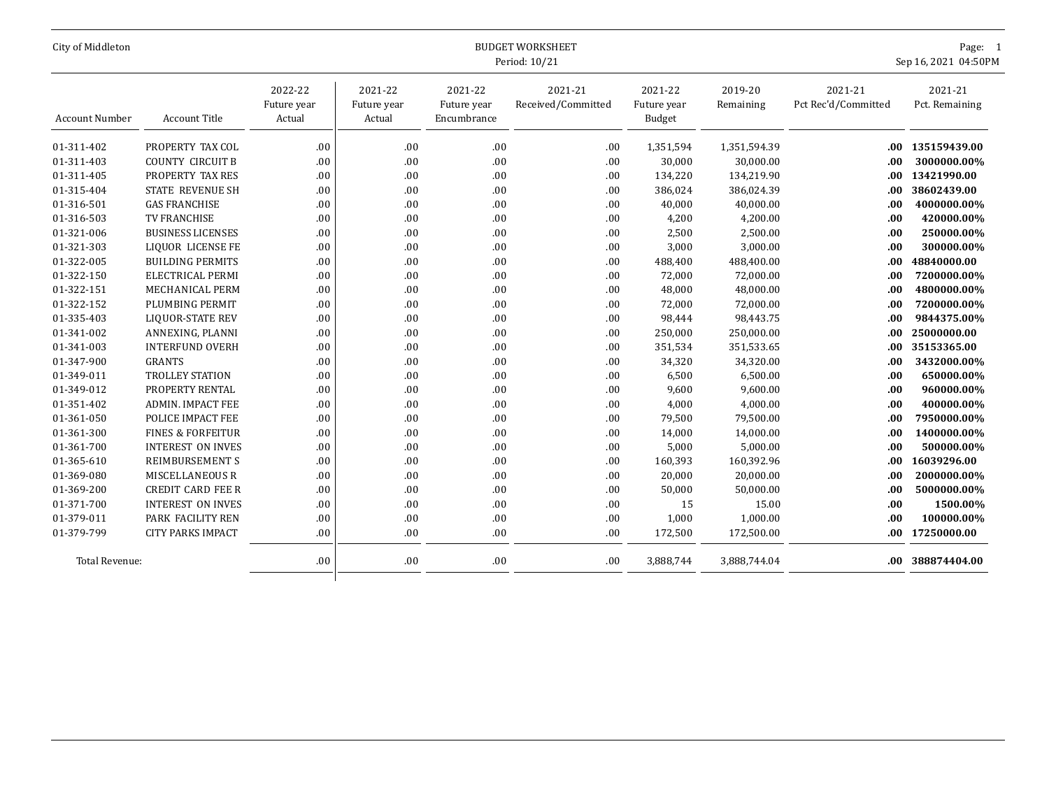City of Middleton

BUDGET WORKSHEET
Period: 10/21

Sep 16, 2021 04:50PM

| Account Number | Account Title | 2022-22 Future year Actual | 2021-22 Future year Actual | 2021-22 Future year Encumbrance | 2021-21 Received/Committed | 2021-22 Future year Budget | 2019-20 Remaining | 2021-21 Pct Rec'd/Committed | 2021-21 Pct. Remaining |
|---|---|---|---|---|---|---|---|---|---|
| 01-311-402 | PROPERTY TAX COL | .00 | .00 | .00 | .00 | 1,351,594 | 1,351,594.39 | **.00** | **135159439.00** |
| 01-311-403 | COUNTY CIRCUIT B | .00 | .00 | .00 | .00 | 30,000 | 30,000.00 | **.00** | **3000000.00%** |
| 01-311-405 | PROPERTY TAX RES | .00 | .00 | .00 | .00 | 134,220 | 134,219.90 | **.00** | **13421990.00** |
| 01-315-404 | STATE REVENUE SH | .00 | .00 | .00 | .00 | 386,024 | 386,024.39 | **.00** | **38602439.00** |
| 01-316-501 | GAS FRANCHISE | .00 | .00 | .00 | .00 | 40,000 | 40,000.00 | **.00** | **4000000.00%** |
| 01-316-503 | TV FRANCHISE | .00 | .00 | .00 | .00 | 4,200 | 4,200.00 | **.00** | **420000.00%** |
| 01-321-006 | BUSINESS LICENSES | .00 | .00 | .00 | .00 | 2,500 | 2,500.00 | **.00** | **250000.00%** |
| 01-321-303 | LIQUOR LICENSE FE | .00 | .00 | .00 | .00 | 3,000 | 3,000.00 | **.00** | **300000.00%** |
| 01-322-005 | BUILDING PERMITS | .00 | .00 | .00 | .00 | 488,400 | 488,400.00 | **.00** | **48840000.00** |
| 01-322-150 | ELECTRICAL PERMI | .00 | .00 | .00 | .00 | 72,000 | 72,000.00 | **.00** | **7200000.00%** |
| 01-322-151 | MECHANICAL PERM | .00 | .00 | .00 | .00 | 48,000 | 48,000.00 | **.00** | **4800000.00%** |
| 01-322-152 | PLUMBING PERMIT | .00 | .00 | .00 | .00 | 72,000 | 72,000.00 | **.00** | **7200000.00%** |
| 01-335-403 | LIQUOR-STATE REV | .00 | .00 | .00 | .00 | 98,444 | 98,443.75 | **.00** | **9844375.00%** |
| 01-341-002 | ANNEXING, PLANNI | .00 | .00 | .00 | .00 | 250,000 | 250,000.00 | **.00** | **25000000.00** |
| 01-341-003 | INTERFUND OVERH | .00 | .00 | .00 | .00 | 351,534 | 351,533.65 | **.00** | **35153365.00** |
| 01-347-900 | GRANTS | .00 | .00 | .00 | .00 | 34,320 | 34,320.00 | **.00** | **3432000.00%** |
| 01-349-011 | TROLLEY STATION | .00 | .00 | .00 | .00 | 6,500 | 6,500.00 | **.00** | **650000.00%** |
| 01-349-012 | PROPERTY RENTAL | .00 | .00 | .00 | .00 | 9,600 | 9,600.00 | **.00** | **960000.00%** |
| 01-351-402 | ADMIN. IMPACT FEE | .00 | .00 | .00 | .00 | 4,000 | 4,000.00 | **.00** | **400000.00%** |
| 01-361-050 | POLICE IMPACT FEE | .00 | .00 | .00 | .00 | 79,500 | 79,500.00 | **.00** | **7950000.00%** |
| 01-361-300 | FINES & FORFEITUR | .00 | .00 | .00 | .00 | 14,000 | 14,000.00 | **.00** | **1400000.00%** |
| 01-361-700 | INTEREST ON INVES | .00 | .00 | .00 | .00 | 5,000 | 5,000.00 | **.00** | **500000.00%** |
| 01-365-610 | REIMBURSEMENT S | .00 | .00 | .00 | .00 | 160,393 | 160,392.96 | **.00** | **16039296.00** |
| 01-369-080 | MISCELLANEOUS R | .00 | .00 | .00 | .00 | 20,000 | 20,000.00 | **.00** | **2000000.00%** |
| 01-369-200 | CREDIT CARD FEE R | .00 | .00 | .00 | .00 | 50,000 | 50,000.00 | **.00** | **5000000.00%** |
| 01-371-700 | INTEREST ON INVES | .00 | .00 | .00 | .00 | 15 | 15.00 | **.00** | **1500.00%** |
| 01-379-011 | PARK FACILITY REN | .00 | .00 | .00 | .00 | 1,000 | 1,000.00 | **.00** | **100000.00%** |
| 01-379-799 | CITY PARKS IMPACT | .00 | .00 | .00 | .00 | 172,500 | 172,500.00 | **.00** | **17250000.00** |
| Total Revenue: | | .00 | .00 | .00 | .00 | 3,888,744 | 3,888,744.04 | **.00** | **388874404.00** |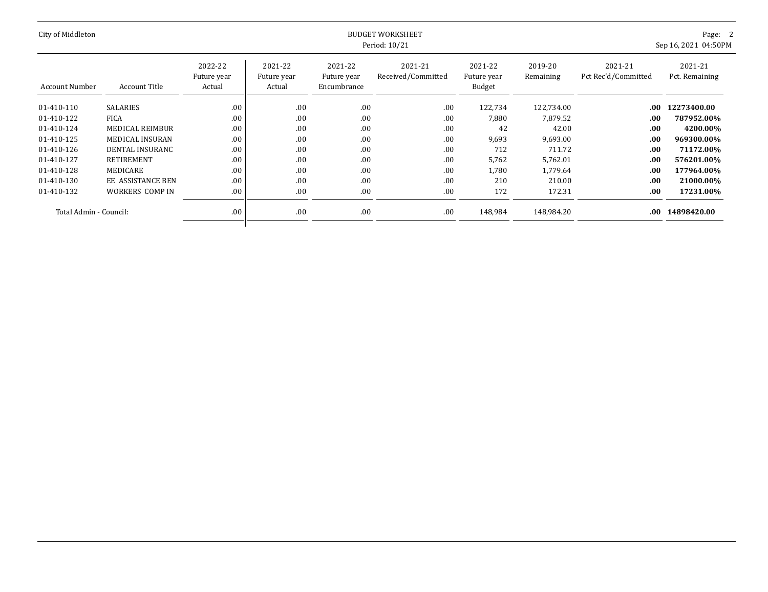City of Middleton

BUDGET WORKSHEET

Period: 10/21

| Account Number | Account Title | 2022-22 Future year Actual | 2021-22 Future year Actual | 2021-22 Future year Encumbrance | 2021-21 Received/Committed | 2021-22 Future year Budget | 2019-20 Remaining | 2021-21 Pct Rec'd/Committed | 2021-21 Pct. Remaining |
|---|---|---|---|---|---|---|---|---|---|
| 01-410-110 | SALARIES | .00 | .00 | .00 | .00 | 122,734 | 122,734.00 | **.00** | **12273400.00** |
| 01-410-122 | FICA | .00 | .00 | .00 | .00 | 7,880 | 7,879.52 | **.00** | **787952.00%** |
| 01-410-124 | MEDICAL REIMBUR | .00 | .00 | .00 | .00 | 42 | 42.00 | **.00** | **4200.00%** |
| 01-410-125 | MEDICAL INSURAN | .00 | .00 | .00 | .00 | 9,693 | 9,693.00 | **.00** | **969300.00%** |
| 01-410-126 | DENTAL INSURANC | .00 | .00 | .00 | .00 | 712 | 711.72 | **.00** | **71172.00%** |
| 01-410-127 | RETIREMENT | .00 | .00 | .00 | .00 | 5,762 | 5,762.01 | **.00** | **576201.00%** |
| 01-410-128 | MEDICARE | .00 | .00 | .00 | .00 | 1,780 | 1,779.64 | **.00** | **177964.00%** |
| 01-410-130 | EE ASSISTANCE BEN | .00 | .00 | .00 | .00 | 210 | 210.00 | **.00** | **21000.00%** |
| 01-410-132 | WORKERS COMP IN | .00 | .00 | .00 | .00 | 172 | 172.31 | **.00** | **17231.00%** |
| Total Admin - Council: | | .00 | .00 | .00 | .00 | 148,984 | 148,984.20 | **.00** | **14898420.00** |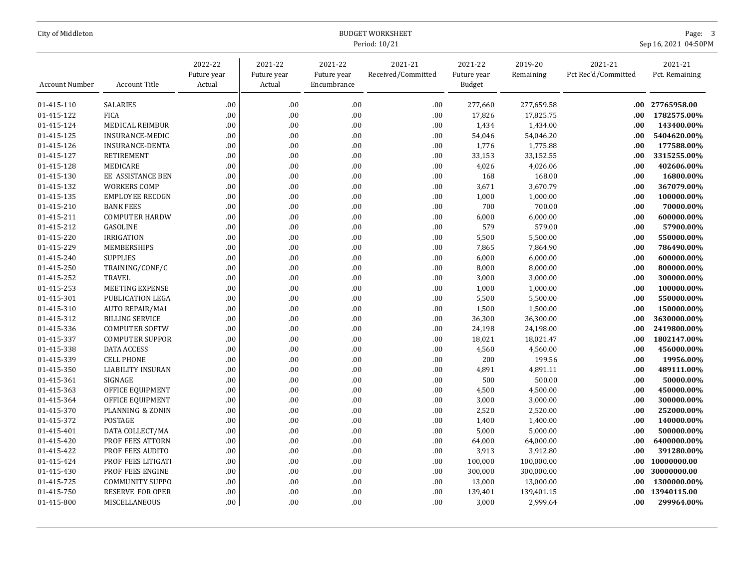| Account Number | Account Title | 2022-22 Future year Actual | 2021-22 Future year Actual | 2021-22 Future year Encumbrance | 2021-21 Received/Committed | 2021-22 Future year Budget | 2019-20 Remaining | 2021-21 Pct Rec'd/Committed | 2021-21 Pct. Remaining |
|---|---|---|---|---|---|---|---|---|---|
| 01-415-110 | SALARIES | .00 | .00 | .00 | .00 | 277,660 | 277,659.58 | **.00** | **27765958.00** |
| 01-415-122 | FICA | .00 | .00 | .00 | .00 | 17,826 | 17,825.75 | **.00** | **1782575.00%** |
| 01-415-124 | MEDICAL REIMBUR | .00 | .00 | .00 | .00 | 1,434 | 1,434.00 | **.00** | **143400.00%** |
| 01-415-125 | INSURANCE-MEDIC | .00 | .00 | .00 | .00 | 54,046 | 54,046.20 | **.00** | **5404620.00%** |
| 01-415-126 | INSURANCE-DENTA | .00 | .00 | .00 | .00 | 1,776 | 1,775.88 | **.00** | **177588.00%** |
| 01-415-127 | RETIREMENT | .00 | .00 | .00 | .00 | 33,153 | 33,152.55 | **.00** | **3315255.00%** |
| 01-415-128 | MEDICARE | .00 | .00 | .00 | .00 | 4,026 | 4,026.06 | **.00** | **402606.00%** |
| 01-415-130 | EE ASSISTANCE BEN | .00 | .00 | .00 | .00 | 168 | 168.00 | **.00** | **16800.00%** |
| 01-415-132 | WORKERS COMP | .00 | .00 | .00 | .00 | 3,671 | 3,670.79 | **.00** | **367079.00%** |
| 01-415-135 | EMPLOYEE RECOGN | .00 | .00 | .00 | .00 | 1,000 | 1,000.00 | **.00** | **100000.00%** |
| 01-415-210 | BANK FEES | .00 | .00 | .00 | .00 | 700 | 700.00 | **.00** | **70000.00%** |
| 01-415-211 | COMPUTER HARDW | .00 | .00 | .00 | .00 | 6,000 | 6,000.00 | **.00** | **600000.00%** |
| 01-415-212 | GASOLINE | .00 | .00 | .00 | .00 | 579 | 579.00 | **.00** | **57900.00%** |
| 01-415-220 | IRRIGATION | .00 | .00 | .00 | .00 | 5,500 | 5,500.00 | **.00** | **550000.00%** |
| 01-415-229 | MEMBERSHIPS | .00 | .00 | .00 | .00 | 7,865 | 7,864.90 | **.00** | **786490.00%** |
| 01-415-240 | SUPPLIES | .00 | .00 | .00 | .00 | 6,000 | 6,000.00 | **.00** | **600000.00%** |
| 01-415-250 | TRAINING/CONF/C | .00 | .00 | .00 | .00 | 8,000 | 8,000.00 | **.00** | **800000.00%** |
| 01-415-252 | TRAVEL | .00 | .00 | .00 | .00 | 3,000 | 3,000.00 | **.00** | **300000.00%** |
| 01-415-253 | MEETING EXPENSE | .00 | .00 | .00 | .00 | 1,000 | 1,000.00 | **.00** | **100000.00%** |
| 01-415-301 | PUBLICATION LEGA | .00 | .00 | .00 | .00 | 5,500 | 5,500.00 | **.00** | **550000.00%** |
| 01-415-310 | AUTO REPAIR/MAI | .00 | .00 | .00 | .00 | 1,500 | 1,500.00 | **.00** | **150000.00%** |
| 01-415-312 | BILLING SERVICE | .00 | .00 | .00 | .00 | 36,300 | 36,300.00 | **.00** | **3630000.00%** |
| 01-415-336 | COMPUTER SOFTW | .00 | .00 | .00 | .00 | 24,198 | 24,198.00 | **.00** | **2419800.00%** |
| 01-415-337 | COMPUTER SUPPOR | .00 | .00 | .00 | .00 | 18,021 | 18,021.47 | **.00** | **1802147.00%** |
| 01-415-338 | DATA ACCESS | .00 | .00 | .00 | .00 | 4,560 | 4,560.00 | **.00** | **456000.00%** |
| 01-415-339 | CELL PHONE | .00 | .00 | .00 | .00 | 200 | 199.56 | **.00** | **19956.00%** |
| 01-415-350 | LIABILITY INSURAN | .00 | .00 | .00 | .00 | 4,891 | 4,891.11 | **.00** | **489111.00%** |
| 01-415-361 | SIGNAGE | .00 | .00 | .00 | .00 | 500 | 500.00 | **.00** | **50000.00%** |
| 01-415-363 | OFFICE EQUIPMENT | .00 | .00 | .00 | .00 | 4,500 | 4,500.00 | **.00** | **450000.00%** |
| 01-415-364 | OFFICE EQUIPMENT | .00 | .00 | .00 | .00 | 3,000 | 3,000.00 | **.00** | **300000.00%** |
| 01-415-370 | PLANNING & ZONIN | .00 | .00 | .00 | .00 | 2,520 | 2,520.00 | **.00** | **252000.00%** |
| 01-415-372 | POSTAGE | .00 | .00 | .00 | .00 | 1,400 | 1,400.00 | **.00** | **140000.00%** |
| 01-415-401 | DATA COLLECT/MA | .00 | .00 | .00 | .00 | 5,000 | 5,000.00 | **.00** | **500000.00%** |
| 01-415-420 | PROF FEES ATTORN | .00 | .00 | .00 | .00 | 64,000 | 64,000.00 | **.00** | **6400000.00%** |
| 01-415-422 | PROF FEES AUDITO | .00 | .00 | .00 | .00 | 3,913 | 3,912.80 | **.00** | **391280.00%** |
| 01-415-424 | PROF FEES LITIGATI | .00 | .00 | .00 | .00 | 100,000 | 100,000.00 | **.00** | **10000000.00** |
| 01-415-430 | PROF FEES ENGINE | .00 | .00 | .00 | .00 | 300,000 | 300,000.00 | **.00** | **30000000.00** |
| 01-415-725 | COMMUNITY SUPPO | .00 | .00 | .00 | .00 | 13,000 | 13,000.00 | **.00** | **1300000.00%** |
| 01-415-750 | RESERVE FOR OPER | .00 | .00 | .00 | .00 | 139,401 | 139,401.15 | **.00** | **13940115.00** |
| 01-415-800 | MISCELLANEOUS | .00 | .00 | .00 | .00 | 3,000 | 2,999.64 | **.00** | **299964.00%** |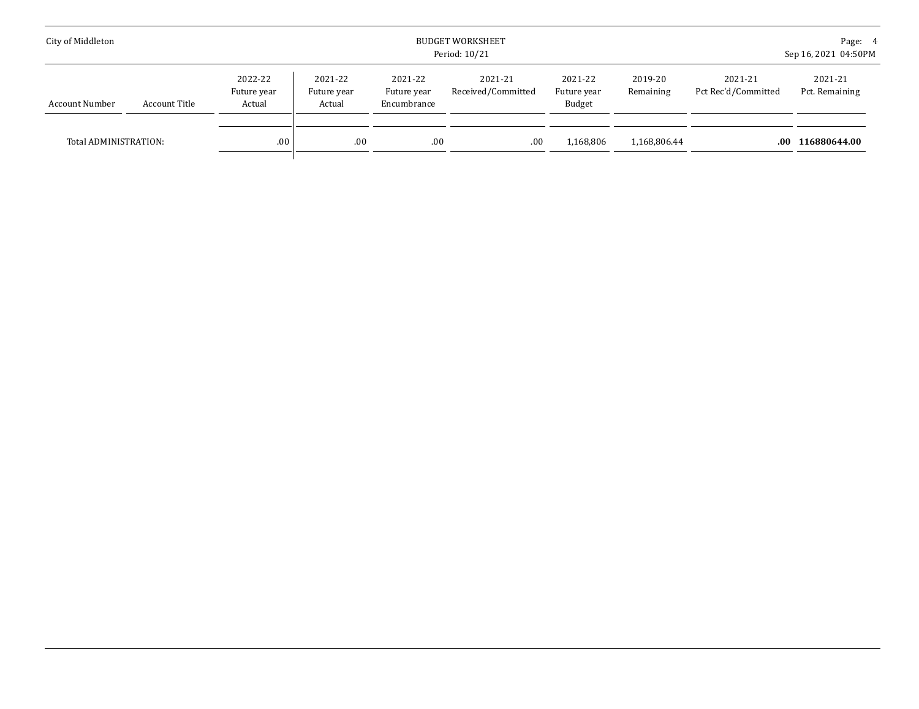| Account Number | Account Title | 2022-22 Future year Actual | 2021-22 Future year Actual | 2021-22 Future year Encumbrance | 2021-21 Received/Committed | 2021-22 Future year Budget | 2019-20 Remaining | 2021-21 Pct Rec'd/Committed | 2021-21 Pct. Remaining |
|---|---|---|---|---|---|---|---|---|---|
| Total ADMINISTRATION: | | .00 | .00 | .00 | .00 | 1,168,806 | 1,168,806.44 | **.00** | **116880644.00** |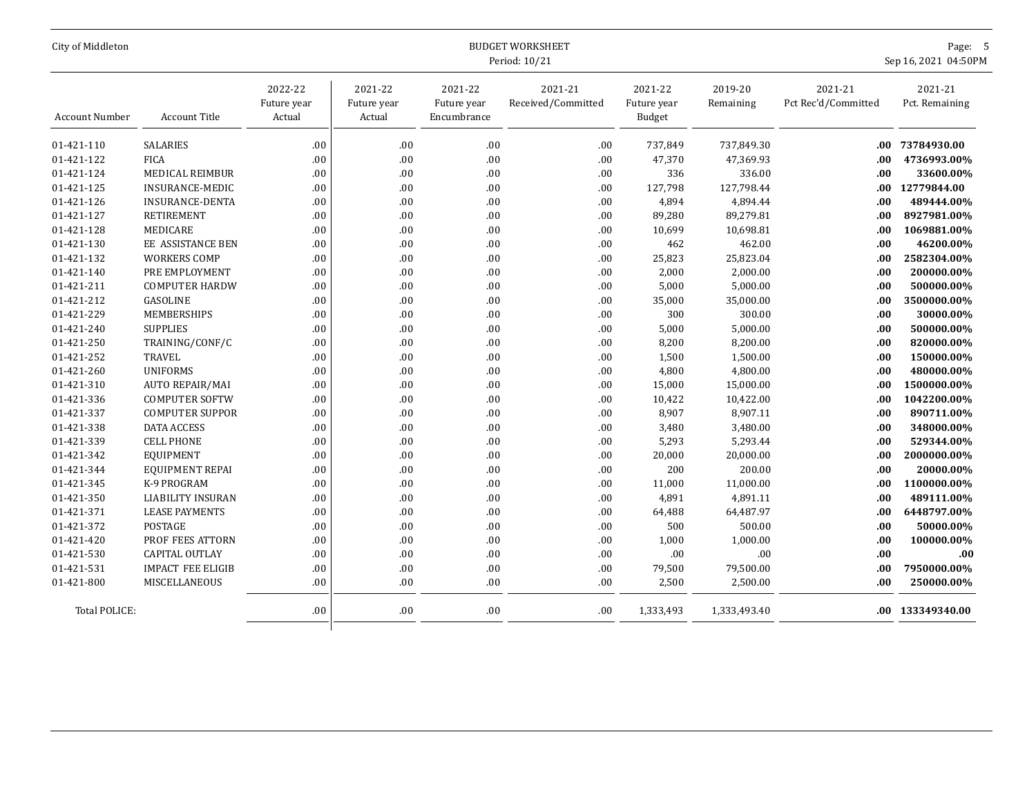City of Middleton

BUDGET WORKSHEET

Period: 10/21

| Account Number | Account Title | 2022-22 Future year Actual | 2021-22 Future year Actual | 2021-22 Future year Encumbrance | 2021-21 Received/Committed | 2021-22 Future year Budget | 2019-20 Remaining | 2021-21 Pct Rec'd/Committed | 2021-21 Pct. Remaining |
|---|---|---|---|---|---|---|---|---|---|
| 01-421-110 | SALARIES | .00 | .00 | .00 | .00 | 737,849 | 737,849.30 | **.00** | **73784930.00** |
| 01-421-122 | FICA | .00 | .00 | .00 | .00 | 47,370 | 47,369.93 | **.00** | **4736993.00%** |
| 01-421-124 | MEDICAL REIMBUR | .00 | .00 | .00 | .00 | 336 | 336.00 | **.00** | **33600.00%** |
| 01-421-125 | INSURANCE-MEDIC | .00 | .00 | .00 | .00 | 127,798 | 127,798.44 | **.00** | **12779844.00** |
| 01-421-126 | INSURANCE-DENTA | .00 | .00 | .00 | .00 | 4,894 | 4,894.44 | **.00** | **489444.00%** |
| 01-421-127 | RETIREMENT | .00 | .00 | .00 | .00 | 89,280 | 89,279.81 | **.00** | **8927981.00%** |
| 01-421-128 | MEDICARE | .00 | .00 | .00 | .00 | 10,699 | 10,698.81 | **.00** | **1069881.00%** |
| 01-421-130 | EE ASSISTANCE BEN | .00 | .00 | .00 | .00 | 462 | 462.00 | **.00** | **46200.00%** |
| 01-421-132 | WORKERS COMP | .00 | .00 | .00 | .00 | 25,823 | 25,823.04 | **.00** | **2582304.00%** |
| 01-421-140 | PRE EMPLOYMENT | .00 | .00 | .00 | .00 | 2,000 | 2,000.00 | **.00** | **200000.00%** |
| 01-421-211 | COMPUTER HARDW | .00 | .00 | .00 | .00 | 5,000 | 5,000.00 | **.00** | **500000.00%** |
| 01-421-212 | GASOLINE | .00 | .00 | .00 | .00 | 35,000 | 35,000.00 | **.00** | **3500000.00%** |
| 01-421-229 | MEMBERSHIPS | .00 | .00 | .00 | .00 | 300 | 300.00 | **.00** | **30000.00%** |
| 01-421-240 | SUPPLIES | .00 | .00 | .00 | .00 | 5,000 | 5,000.00 | **.00** | **500000.00%** |
| 01-421-250 | TRAINING/CONF/C | .00 | .00 | .00 | .00 | 8,200 | 8,200.00 | **.00** | **820000.00%** |
| 01-421-252 | TRAVEL | .00 | .00 | .00 | .00 | 1,500 | 1,500.00 | **.00** | **150000.00%** |
| 01-421-260 | UNIFORMS | .00 | .00 | .00 | .00 | 4,800 | 4,800.00 | **.00** | **480000.00%** |
| 01-421-310 | AUTO REPAIR/MAI | .00 | .00 | .00 | .00 | 15,000 | 15,000.00 | **.00** | **1500000.00%** |
| 01-421-336 | COMPUTER SOFTW | .00 | .00 | .00 | .00 | 10,422 | 10,422.00 | **.00** | **1042200.00%** |
| 01-421-337 | COMPUTER SUPPOR | .00 | .00 | .00 | .00 | 8,907 | 8,907.11 | **.00** | **890711.00%** |
| 01-421-338 | DATA ACCESS | .00 | .00 | .00 | .00 | 3,480 | 3,480.00 | **.00** | **348000.00%** |
| 01-421-339 | CELL PHONE | .00 | .00 | .00 | .00 | 5,293 | 5,293.44 | **.00** | **529344.00%** |
| 01-421-342 | EQUIPMENT | .00 | .00 | .00 | .00 | 20,000 | 20,000.00 | **.00** | **2000000.00%** |
| 01-421-344 | EQUIPMENT REPAI | .00 | .00 | .00 | .00 | 200 | 200.00 | **.00** | **20000.00%** |
| 01-421-345 | K-9 PROGRAM | .00 | .00 | .00 | .00 | 11,000 | 11,000.00 | **.00** | **1100000.00%** |
| 01-421-350 | LIABILITY INSURAN | .00 | .00 | .00 | .00 | 4,891 | 4,891.11 | **.00** | **489111.00%** |
| 01-421-371 | LEASE PAYMENTS | .00 | .00 | .00 | .00 | 64,488 | 64,487.97 | **.00** | **6448797.00%** |
| 01-421-372 | POSTAGE | .00 | .00 | .00 | .00 | 500 | 500.00 | **.00** | **50000.00%** |
| 01-421-420 | PROF FEES ATTORN | .00 | .00 | .00 | .00 | 1,000 | 1,000.00 | **.00** | **100000.00%** |
| 01-421-530 | CAPITAL OUTLAY | .00 | .00 | .00 | .00 | .00 | .00 | **.00** | **.00** |
| 01-421-531 | IMPACT FEE ELIGIB | .00 | .00 | .00 | .00 | 79,500 | 79,500.00 | **.00** | **7950000.00%** |
| 01-421-800 | MISCELLANEOUS | .00 | .00 | .00 | .00 | 2,500 | 2,500.00 | **.00** | **250000.00%** |
| Total POLICE: | | .00 | .00 | .00 | .00 | 1,333,493 | 1,333,493.40 | **.00** | **133349340.00** |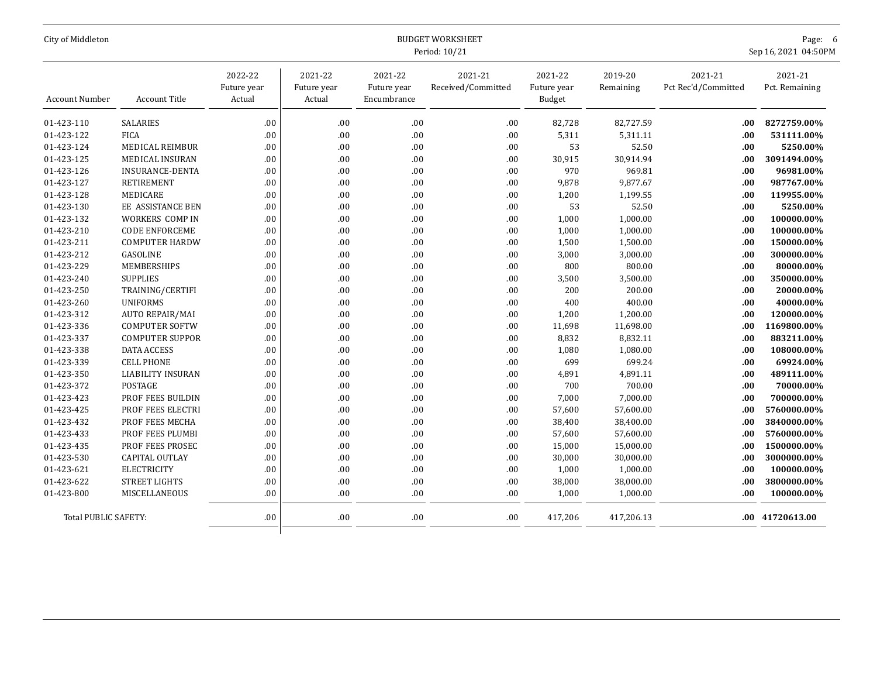City of Middleton

BUDGET WORKSHEET
Period: 10/21

| Account Number | Account Title | 2022-22 Future year Actual | 2021-22 Future year Actual | 2021-22 Future year Encumbrance | 2021-21 Received/Committed | 2021-22 Future year Budget | 2019-20 Remaining | 2021-21 Pct Rec'd/Committed | 2021-21 Pct. Remaining |
|---|---|---|---|---|---|---|---|---|---|
| 01-423-110 | SALARIES | .00 | .00 | .00 | .00 | 82,728 | 82,727.59 | **.00** | **8272759.00%** |
| 01-423-122 | FICA | .00 | .00 | .00 | .00 | 5,311 | 5,311.11 | **.00** | **531111.00%** |
| 01-423-124 | MEDICAL REIMBUR | .00 | .00 | .00 | .00 | 53 | 52.50 | **.00** | **5250.00%** |
| 01-423-125 | MEDICAL INSURAN | .00 | .00 | .00 | .00 | 30,915 | 30,914.94 | **.00** | **3091494.00%** |
| 01-423-126 | INSURANCE-DENTA | .00 | .00 | .00 | .00 | 970 | 969.81 | **.00** | **96981.00%** |
| 01-423-127 | RETIREMENT | .00 | .00 | .00 | .00 | 9,878 | 9,877.67 | **.00** | **987767.00%** |
| 01-423-128 | MEDICARE | .00 | .00 | .00 | .00 | 1,200 | 1,199.55 | **.00** | **119955.00%** |
| 01-423-130 | EE ASSISTANCE BEN | .00 | .00 | .00 | .00 | 53 | 52.50 | **.00** | **5250.00%** |
| 01-423-132 | WORKERS COMP IN | .00 | .00 | .00 | .00 | 1,000 | 1,000.00 | **.00** | **100000.00%** |
| 01-423-210 | CODE ENFORCEME | .00 | .00 | .00 | .00 | 1,000 | 1,000.00 | **.00** | **100000.00%** |
| 01-423-211 | COMPUTER HARDW | .00 | .00 | .00 | .00 | 1,500 | 1,500.00 | **.00** | **150000.00%** |
| 01-423-212 | GASOLINE | .00 | .00 | .00 | .00 | 3,000 | 3,000.00 | **.00** | **300000.00%** |
| 01-423-229 | MEMBERSHIPS | .00 | .00 | .00 | .00 | 800 | 800.00 | **.00** | **80000.00%** |
| 01-423-240 | SUPPLIES | .00 | .00 | .00 | .00 | 3,500 | 3,500.00 | **.00** | **350000.00%** |
| 01-423-250 | TRAINING/CERTIFI | .00 | .00 | .00 | .00 | 200 | 200.00 | **.00** | **20000.00%** |
| 01-423-260 | UNIFORMS | .00 | .00 | .00 | .00 | 400 | 400.00 | **.00** | **40000.00%** |
| 01-423-312 | AUTO REPAIR/MAI | .00 | .00 | .00 | .00 | 1,200 | 1,200.00 | **.00** | **120000.00%** |
| 01-423-336 | COMPUTER SOFTW | .00 | .00 | .00 | .00 | 11,698 | 11,698.00 | **.00** | **1169800.00%** |
| 01-423-337 | COMPUTER SUPPOR | .00 | .00 | .00 | .00 | 8,832 | 8,832.11 | **.00** | **883211.00%** |
| 01-423-338 | DATA ACCESS | .00 | .00 | .00 | .00 | 1,080 | 1,080.00 | **.00** | **108000.00%** |
| 01-423-339 | CELL PHONE | .00 | .00 | .00 | .00 | 699 | 699.24 | **.00** | **69924.00%** |
| 01-423-350 | LIABILITY INSURAN | .00 | .00 | .00 | .00 | 4,891 | 4,891.11 | **.00** | **489111.00%** |
| 01-423-372 | POSTAGE | .00 | .00 | .00 | .00 | 700 | 700.00 | **.00** | **70000.00%** |
| 01-423-423 | PROF FEES BUILDIN | .00 | .00 | .00 | .00 | 7,000 | 7,000.00 | **.00** | **700000.00%** |
| 01-423-425 | PROF FEES ELECTRI | .00 | .00 | .00 | .00 | 57,600 | 57,600.00 | **.00** | **5760000.00%** |
| 01-423-432 | PROF FEES MECHA | .00 | .00 | .00 | .00 | 38,400 | 38,400.00 | **.00** | **3840000.00%** |
| 01-423-433 | PROF FEES PLUMBI | .00 | .00 | .00 | .00 | 57,600 | 57,600.00 | **.00** | **5760000.00%** |
| 01-423-435 | PROF FEES PROSEC | .00 | .00 | .00 | .00 | 15,000 | 15,000.00 | **.00** | **1500000.00%** |
| 01-423-530 | CAPITAL OUTLAY | .00 | .00 | .00 | .00 | 30,000 | 30,000.00 | **.00** | **3000000.00%** |
| 01-423-621 | ELECTRICITY | .00 | .00 | .00 | .00 | 1,000 | 1,000.00 | **.00** | **100000.00%** |
| 01-423-622 | STREET LIGHTS | .00 | .00 | .00 | .00 | 38,000 | 38,000.00 | **.00** | **3800000.00%** |
| 01-423-800 | MISCELLANEOUS | .00 | .00 | .00 | .00 | 1,000 | 1,000.00 | **.00** | **100000.00%** |
| Total PUBLIC SAFETY: | | .00 | .00 | .00 | .00 | 417,206 | 417,206.13 | **.00** | **41720613.00** |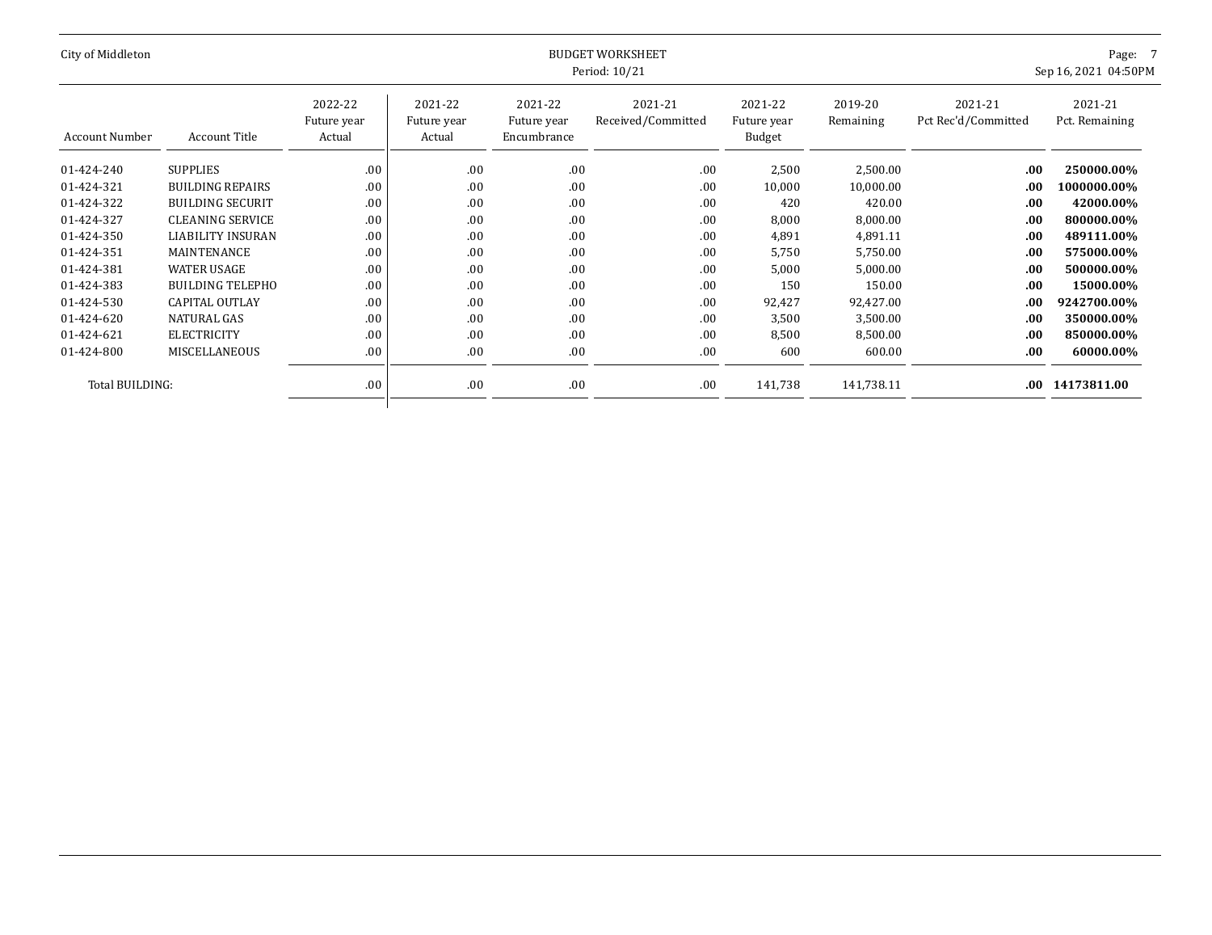City of Middleton

BUDGET WORKSHEET
Period: 10/21

| Account Number | Account Title | 2022-22 Future year Actual | 2021-22 Future year Actual | 2021-22 Future year Encumbrance | 2021-21 Received/Committed | 2021-22 Future year Budget | 2019-20 Remaining | 2021-21 Pct Rec'd/Committed | 2021-21 Pct. Remaining |
|---|---|---|---|---|---|---|---|---|---|
| 01-424-240 | SUPPLIES | .00 | .00 | .00 | .00 | 2,500 | 2,500.00 | **.00** | **250000.00%** |
| 01-424-321 | BUILDING REPAIRS | .00 | .00 | .00 | .00 | 10,000 | 10,000.00 | **.00** | **1000000.00%** |
| 01-424-322 | BUILDING SECURIT | .00 | .00 | .00 | .00 | 420 | 420.00 | **.00** | **42000.00%** |
| 01-424-327 | CLEANING SERVICE | .00 | .00 | .00 | .00 | 8,000 | 8,000.00 | **.00** | **800000.00%** |
| 01-424-350 | LIABILITY INSURAN | .00 | .00 | .00 | .00 | 4,891 | 4,891.11 | **.00** | **489111.00%** |
| 01-424-351 | MAINTENANCE | .00 | .00 | .00 | .00 | 5,750 | 5,750.00 | **.00** | **575000.00%** |
| 01-424-381 | WATER USAGE | .00 | .00 | .00 | .00 | 5,000 | 5,000.00 | **.00** | **500000.00%** |
| 01-424-383 | BUILDING TELEPHO | .00 | .00 | .00 | .00 | 150 | 150.00 | **.00** | **15000.00%** |
| 01-424-530 | CAPITAL OUTLAY | .00 | .00 | .00 | .00 | 92,427 | 92,427.00 | **.00** | **9242700.00%** |
| 01-424-620 | NATURAL GAS | .00 | .00 | .00 | .00 | 3,500 | 3,500.00 | **.00** | **350000.00%** |
| 01-424-621 | ELECTRICITY | .00 | .00 | .00 | .00 | 8,500 | 8,500.00 | **.00** | **850000.00%** |
| 01-424-800 | MISCELLANEOUS | .00 | .00 | .00 | .00 | 600 | 600.00 | **.00** | **60000.00%** |
| Total BUILDING: | | .00 | .00 | .00 | .00 | 141,738 | 141,738.11 | **.00** | **14173811.00** |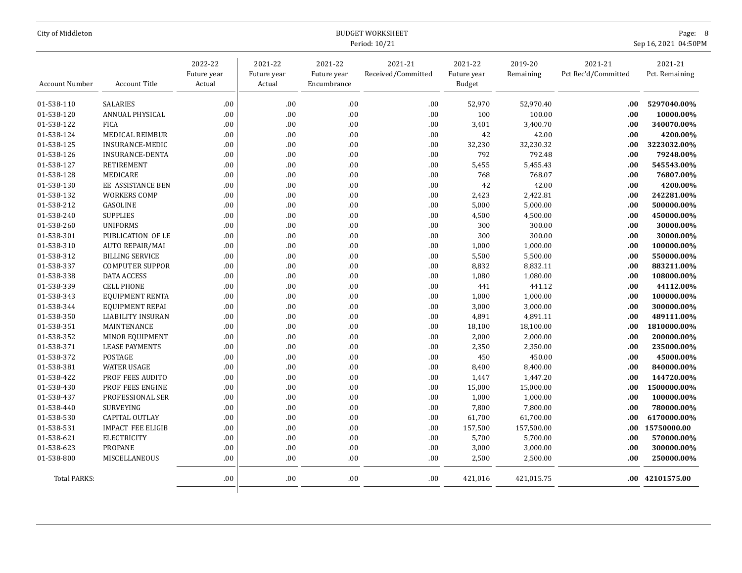City of Middleton

BUDGET WORKSHEET

Period: 10/21

| Account Number | Account Title | 2022-22 Future year Actual | 2021-22 Future year Actual | 2021-22 Future year Encumbrance | 2021-21 Received/Committed | 2021-22 Future year Budget | 2019-20 Remaining | 2021-21 Pct Rec'd/Committed | 2021-21 Pct. Remaining |
|---|---|---|---|---|---|---|---|---|---|
| 01-538-110 | SALARIES | .00 | .00 | .00 | .00 | 52,970 | 52,970.40 | **.00** | **5297040.00%** |
| 01-538-120 | ANNUAL PHYSICAL | .00 | .00 | .00 | .00 | 100 | 100.00 | **.00** | **10000.00%** |
| 01-538-122 | FICA | .00 | .00 | .00 | .00 | 3,401 | 3,400.70 | **.00** | **340070.00%** |
| 01-538-124 | MEDICAL REIMBUR | .00 | .00 | .00 | .00 | 42 | 42.00 | **.00** | **4200.00%** |
| 01-538-125 | INSURANCE-MEDIC | .00 | .00 | .00 | .00 | 32,230 | 32,230.32 | **.00** | **3223032.00%** |
| 01-538-126 | INSURANCE-DENTA | .00 | .00 | .00 | .00 | 792 | 792.48 | **.00** | **79248.00%** |
| 01-538-127 | RETIREMENT | .00 | .00 | .00 | .00 | 5,455 | 5,455.43 | **.00** | **545543.00%** |
| 01-538-128 | MEDICARE | .00 | .00 | .00 | .00 | 768 | 768.07 | **.00** | **76807.00%** |
| 01-538-130 | EE ASSISTANCE BEN | .00 | .00 | .00 | .00 | 42 | 42.00 | **.00** | **4200.00%** |
| 01-538-132 | WORKERS COMP | .00 | .00 | .00 | .00 | 2,423 | 2,422.81 | **.00** | **242281.00%** |
| 01-538-212 | GASOLINE | .00 | .00 | .00 | .00 | 5,000 | 5,000.00 | **.00** | **500000.00%** |
| 01-538-240 | SUPPLIES | .00 | .00 | .00 | .00 | 4,500 | 4,500.00 | **.00** | **450000.00%** |
| 01-538-260 | UNIFORMS | .00 | .00 | .00 | .00 | 300 | 300.00 | **.00** | **30000.00%** |
| 01-538-301 | PUBLICATION OF LE | .00 | .00 | .00 | .00 | 300 | 300.00 | **.00** | **30000.00%** |
| 01-538-310 | AUTO REPAIR/MAI | .00 | .00 | .00 | .00 | 1,000 | 1,000.00 | **.00** | **100000.00%** |
| 01-538-312 | BILLING SERVICE | .00 | .00 | .00 | .00 | 5,500 | 5,500.00 | **.00** | **550000.00%** |
| 01-538-337 | COMPUTER SUPPOR | .00 | .00 | .00 | .00 | 8,832 | 8,832.11 | **.00** | **883211.00%** |
| 01-538-338 | DATA ACCESS | .00 | .00 | .00 | .00 | 1,080 | 1,080.00 | **.00** | **108000.00%** |
| 01-538-339 | CELL PHONE | .00 | .00 | .00 | .00 | 441 | 441.12 | **.00** | **44112.00%** |
| 01-538-343 | EQUIPMENT RENTA | .00 | .00 | .00 | .00 | 1,000 | 1,000.00 | **.00** | **100000.00%** |
| 01-538-344 | EQUIPMENT REPAI | .00 | .00 | .00 | .00 | 3,000 | 3,000.00 | **.00** | **300000.00%** |
| 01-538-350 | LIABILITY INSURAN | .00 | .00 | .00 | .00 | 4,891 | 4,891.11 | **.00** | **489111.00%** |
| 01-538-351 | MAINTENANCE | .00 | .00 | .00 | .00 | 18,100 | 18,100.00 | **.00** | **1810000.00%** |
| 01-538-352 | MINOR EQUIPMENT | .00 | .00 | .00 | .00 | 2,000 | 2,000.00 | **.00** | **200000.00%** |
| 01-538-371 | LEASE PAYMENTS | .00 | .00 | .00 | .00 | 2,350 | 2,350.00 | **.00** | **235000.00%** |
| 01-538-372 | POSTAGE | .00 | .00 | .00 | .00 | 450 | 450.00 | **.00** | **45000.00%** |
| 01-538-381 | WATER USAGE | .00 | .00 | .00 | .00 | 8,400 | 8,400.00 | **.00** | **840000.00%** |
| 01-538-422 | PROF FEES AUDITO | .00 | .00 | .00 | .00 | 1,447 | 1,447.20 | **.00** | **144720.00%** |
| 01-538-430 | PROF FEES ENGINE | .00 | .00 | .00 | .00 | 15,000 | 15,000.00 | **.00** | **1500000.00%** |
| 01-538-437 | PROFESSIONAL SER | .00 | .00 | .00 | .00 | 1,000 | 1,000.00 | **.00** | **100000.00%** |
| 01-538-440 | SURVEYING | .00 | .00 | .00 | .00 | 7,800 | 7,800.00 | **.00** | **780000.00%** |
| 01-538-530 | CAPITAL OUTLAY | .00 | .00 | .00 | .00 | 61,700 | 61,700.00 | **.00** | **6170000.00%** |
| 01-538-531 | IMPACT FEE ELIGIB | .00 | .00 | .00 | .00 | 157,500 | 157,500.00 | **.00** | **15750000.00** |
| 01-538-621 | ELECTRICITY | .00 | .00 | .00 | .00 | 5,700 | 5,700.00 | **.00** | **570000.00%** |
| 01-538-623 | PROPANE | .00 | .00 | .00 | .00 | 3,000 | 3,000.00 | **.00** | **300000.00%** |
| 01-538-800 | MISCELLANEOUS | .00 | .00 | .00 | .00 | 2,500 | 2,500.00 | **.00** | **250000.00%** |
| Total PARKS: | | .00 | .00 | .00 | .00 | 421,016 | 421,015.75 | **.00** | **42101575.00** |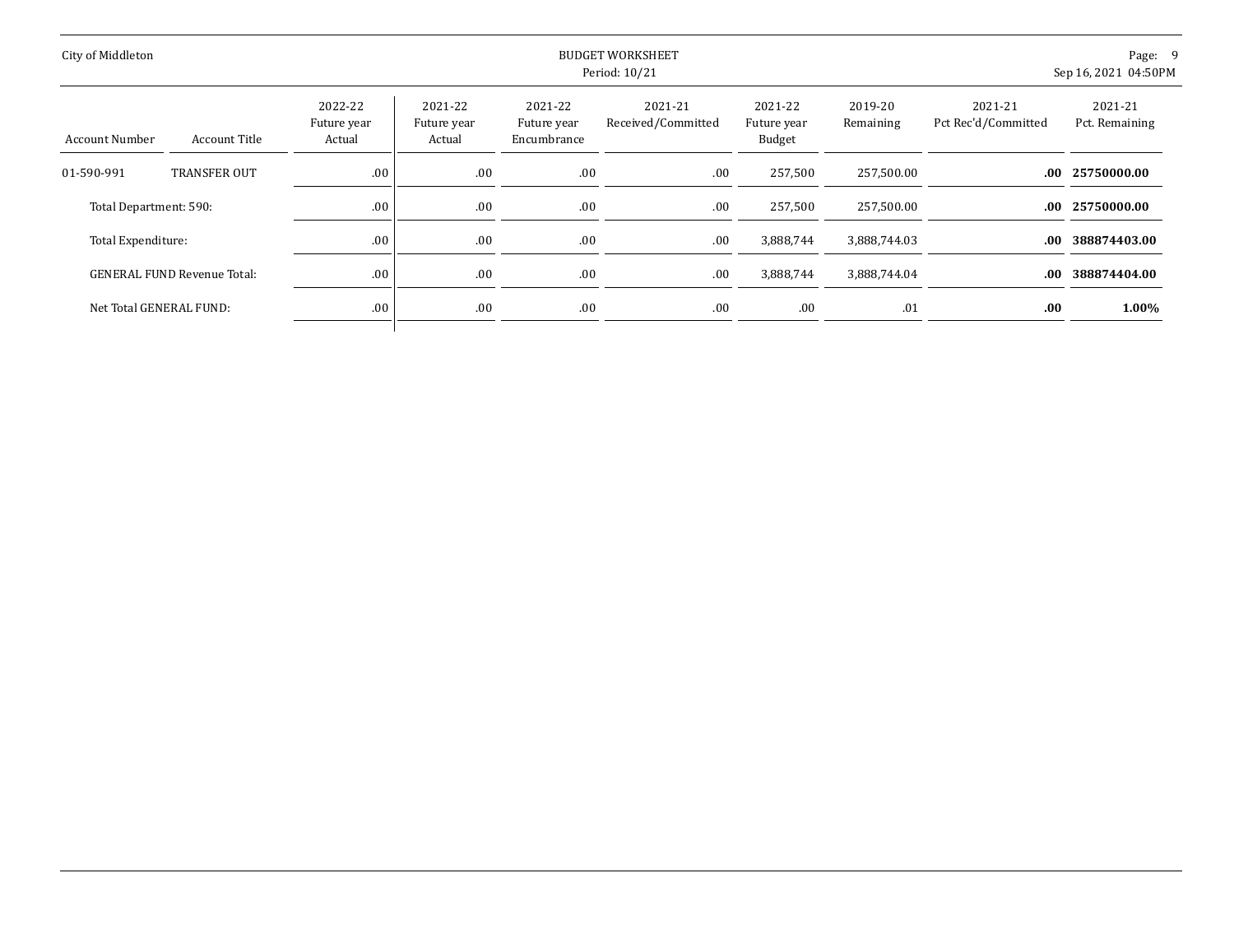City of Middleton

BUDGET WORKSHEET
Period: 10/21

| Account Number | Account Title | 2022-22 Future year Actual | 2021-22 Future year Actual | 2021-22 Future year Encumbrance | 2021-21 Received/Committed | 2021-22 Future year Budget | 2019-20 Remaining | 2021-21 Pct Rec'd/Committed | 2021-21 Pct. Remaining |
|---|---|---|---|---|---|---|---|---|---|
| 01-590-991 | TRANSFER OUT | .00 | .00 | .00 | .00 | 257,500 | 257,500.00 | **.00** | **25750000.00** |
| Total Department: 590: | | .00 | .00 | .00 | .00 | 257,500 | 257,500.00 | **.00** | **25750000.00** |
| Total Expenditure: | | .00 | .00 | .00 | .00 | 3,888,744 | 3,888,744.03 | **.00** | **388874403.00** |
| GENERAL FUND Revenue Total: | | .00 | .00 | .00 | .00 | 3,888,744 | 3,888,744.04 | **.00** | **388874404.00** |
| Net Total GENERAL FUND: | | .00 | .00 | .00 | .00 | .00 | .01 | **.00** | **1.00%** |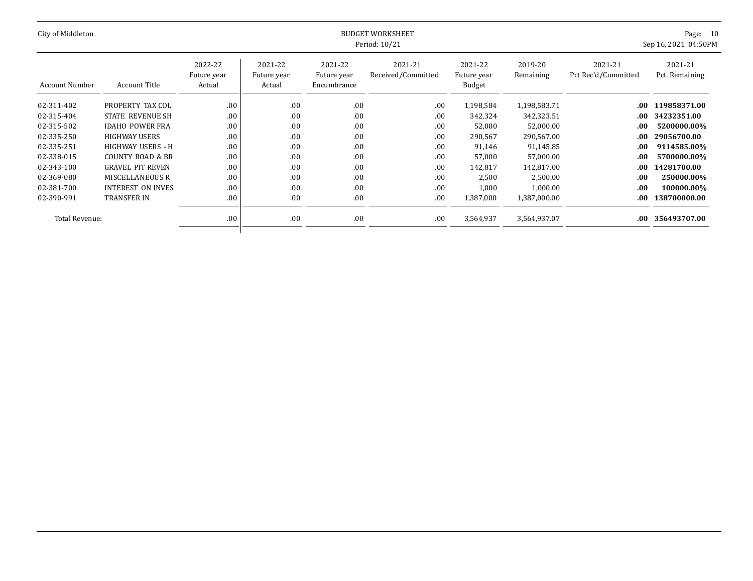City of Middleton

BUDGET WORKSHEET
Period: 10/21

Sep 16, 2021 04:50PM

| Account Number | Account Title | 2022-22 Future year Actual | 2021-22 Future year Actual | 2021-22 Future year Encumbrance | 2021-21 Received/Committed | 2021-22 Future year Budget | 2019-20 Remaining | 2021-21 Pct Rec'd/Committed | 2021-21 Pct. Remaining |
|---|---|---|---|---|---|---|---|---|---|
| 02-311-402 | PROPERTY TAX COL | .00 | .00 | .00 | .00 | 1,198,584 | 1,198,583.71 | **.00** | **119858371.00** |
| 02-315-404 | STATE REVENUE SH | .00 | .00 | .00 | .00 | 342,324 | 342,323.51 | **.00** | **34232351.00** |
| 02-315-502 | IDAHO POWER FRA | .00 | .00 | .00 | .00 | 52,000 | 52,000.00 | **.00** | **5200000.00%** |
| 02-335-250 | HIGHWAY USERS | .00 | .00 | .00 | .00 | 290,567 | 290,567.00 | **.00** | **29056700.00** |
| 02-335-251 | HIGHWAY USERS - H | .00 | .00 | .00 | .00 | 91,146 | 91,145.85 | **.00** | **9114585.00%** |
| 02-338-015 | COUNTY ROAD & BR | .00 | .00 | .00 | .00 | 57,000 | 57,000.00 | **.00** | **5700000.00%** |
| 02-343-100 | GRAVEL PIT REVEN | .00 | .00 | .00 | .00 | 142,817 | 142,817.00 | **.00** | **14281700.00** |
| 02-369-080 | MISCELLANEOUS R | .00 | .00 | .00 | .00 | 2,500 | 2,500.00 | **.00** | **250000.00%** |
| 02-381-700 | INTEREST ON INVES | .00 | .00 | .00 | .00 | 1,000 | 1,000.00 | **.00** | **100000.00%** |
| 02-390-991 | TRANSFER IN | .00 | .00 | .00 | .00 | 1,387,000 | 1,387,000.00 | **.00** | **138700000.00** |
| Total Revenue: | | .00 | .00 | .00 | .00 | 3,564,937 | 3,564,937.07 | **.00** | **356493707.00** |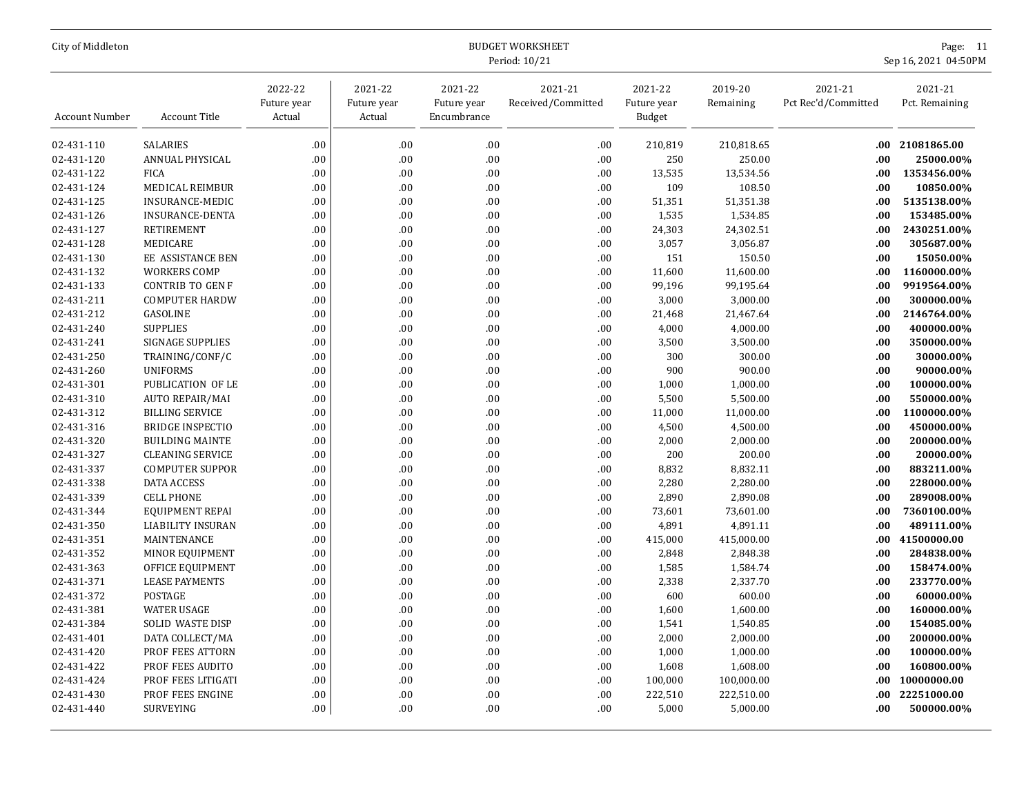| Account Number | Account Title | 2022-22 Future year Actual | 2021-22 Future year Actual | 2021-22 Future year Encumbrance | 2021-21 Received/Committed | 2021-22 Future year Budget | 2019-20 Remaining | 2021-21 Pct Rec'd/Committed | 2021-21 Pct. Remaining |
|---|---|---|---|---|---|---|---|---|---|
| 02-431-110 | SALARIES | .00 | .00 | .00 | .00 | 210,819 | 210,818.65 | **.00** | **21081865.00** |
| 02-431-120 | ANNUAL PHYSICAL | .00 | .00 | .00 | .00 | 250 | 250.00 | **.00** | **25000.00%** |
| 02-431-122 | FICA | .00 | .00 | .00 | .00 | 13,535 | 13,534.56 | **.00** | **1353456.00%** |
| 02-431-124 | MEDICAL REIMBUR | .00 | .00 | .00 | .00 | 109 | 108.50 | **.00** | **10850.00%** |
| 02-431-125 | INSURANCE-MEDIC | .00 | .00 | .00 | .00 | 51,351 | 51,351.38 | **.00** | **5135138.00%** |
| 02-431-126 | INSURANCE-DENTA | .00 | .00 | .00 | .00 | 1,535 | 1,534.85 | **.00** | **153485.00%** |
| 02-431-127 | RETIREMENT | .00 | .00 | .00 | .00 | 24,303 | 24,302.51 | **.00** | **2430251.00%** |
| 02-431-128 | MEDICARE | .00 | .00 | .00 | .00 | 3,057 | 3,056.87 | **.00** | **305687.00%** |
| 02-431-130 | EE ASSISTANCE BEN | .00 | .00 | .00 | .00 | 151 | 150.50 | **.00** | **15050.00%** |
| 02-431-132 | WORKERS COMP | .00 | .00 | .00 | .00 | 11,600 | 11,600.00 | **.00** | **1160000.00%** |
| 02-431-133 | CONTRIB TO GEN F | .00 | .00 | .00 | .00 | 99,196 | 99,195.64 | **.00** | **9919564.00%** |
| 02-431-211 | COMPUTER HARDW | .00 | .00 | .00 | .00 | 3,000 | 3,000.00 | **.00** | **300000.00%** |
| 02-431-212 | GASOLINE | .00 | .00 | .00 | .00 | 21,468 | 21,467.64 | **.00** | **2146764.00%** |
| 02-431-240 | SUPPLIES | .00 | .00 | .00 | .00 | 4,000 | 4,000.00 | **.00** | **400000.00%** |
| 02-431-241 | SIGNAGE SUPPLIES | .00 | .00 | .00 | .00 | 3,500 | 3,500.00 | **.00** | **350000.00%** |
| 02-431-250 | TRAINING/CONF/C | .00 | .00 | .00 | .00 | 300 | 300.00 | **.00** | **30000.00%** |
| 02-431-260 | UNIFORMS | .00 | .00 | .00 | .00 | 900 | 900.00 | **.00** | **90000.00%** |
| 02-431-301 | PUBLICATION OF LE | .00 | .00 | .00 | .00 | 1,000 | 1,000.00 | **.00** | **100000.00%** |
| 02-431-310 | AUTO REPAIR/MAI | .00 | .00 | .00 | .00 | 5,500 | 5,500.00 | **.00** | **550000.00%** |
| 02-431-312 | BILLING SERVICE | .00 | .00 | .00 | .00 | 11,000 | 11,000.00 | **.00** | **1100000.00%** |
| 02-431-316 | BRIDGE INSPECTIO | .00 | .00 | .00 | .00 | 4,500 | 4,500.00 | **.00** | **450000.00%** |
| 02-431-320 | BUILDING MAINTE | .00 | .00 | .00 | .00 | 2,000 | 2,000.00 | **.00** | **200000.00%** |
| 02-431-327 | CLEANING SERVICE | .00 | .00 | .00 | .00 | 200 | 200.00 | **.00** | **20000.00%** |
| 02-431-337 | COMPUTER SUPPOR | .00 | .00 | .00 | .00 | 8,832 | 8,832.11 | **.00** | **883211.00%** |
| 02-431-338 | DATA ACCESS | .00 | .00 | .00 | .00 | 2,280 | 2,280.00 | **.00** | **228000.00%** |
| 02-431-339 | CELL PHONE | .00 | .00 | .00 | .00 | 2,890 | 2,890.08 | **.00** | **289008.00%** |
| 02-431-344 | EQUIPMENT REPAI | .00 | .00 | .00 | .00 | 73,601 | 73,601.00 | **.00** | **7360100.00%** |
| 02-431-350 | LIABILITY INSURAN | .00 | .00 | .00 | .00 | 4,891 | 4,891.11 | **.00** | **489111.00%** |
| 02-431-351 | MAINTENANCE | .00 | .00 | .00 | .00 | 415,000 | 415,000.00 | **.00** | **41500000.00** |
| 02-431-352 | MINOR EQUIPMENT | .00 | .00 | .00 | .00 | 2,848 | 2,848.38 | **.00** | **284838.00%** |
| 02-431-363 | OFFICE EQUIPMENT | .00 | .00 | .00 | .00 | 1,585 | 1,584.74 | **.00** | **158474.00%** |
| 02-431-371 | LEASE PAYMENTS | .00 | .00 | .00 | .00 | 2,338 | 2,337.70 | **.00** | **233770.00%** |
| 02-431-372 | POSTAGE | .00 | .00 | .00 | .00 | 600 | 600.00 | **.00** | **60000.00%** |
| 02-431-381 | WATER USAGE | .00 | .00 | .00 | .00 | 1,600 | 1,600.00 | **.00** | **160000.00%** |
| 02-431-384 | SOLID WASTE DISP | .00 | .00 | .00 | .00 | 1,541 | 1,540.85 | **.00** | **154085.00%** |
| 02-431-401 | DATA COLLECT/MA | .00 | .00 | .00 | .00 | 2,000 | 2,000.00 | **.00** | **200000.00%** |
| 02-431-420 | PROF FEES ATTORN | .00 | .00 | .00 | .00 | 1,000 | 1,000.00 | **.00** | **100000.00%** |
| 02-431-422 | PROF FEES AUDITO | .00 | .00 | .00 | .00 | 1,608 | 1,608.00 | **.00** | **160800.00%** |
| 02-431-424 | PROF FEES LITIGATI | .00 | .00 | .00 | .00 | 100,000 | 100,000.00 | **.00** | **10000000.00** |
| 02-431-430 | PROF FEES ENGINE | .00 | .00 | .00 | .00 | 222,510 | 222,510.00 | **.00** | **22251000.00** |
| 02-431-440 | SURVEYING | .00 | .00 | .00 | .00 | 5,000 | 5,000.00 | **.00** | **500000.00%** |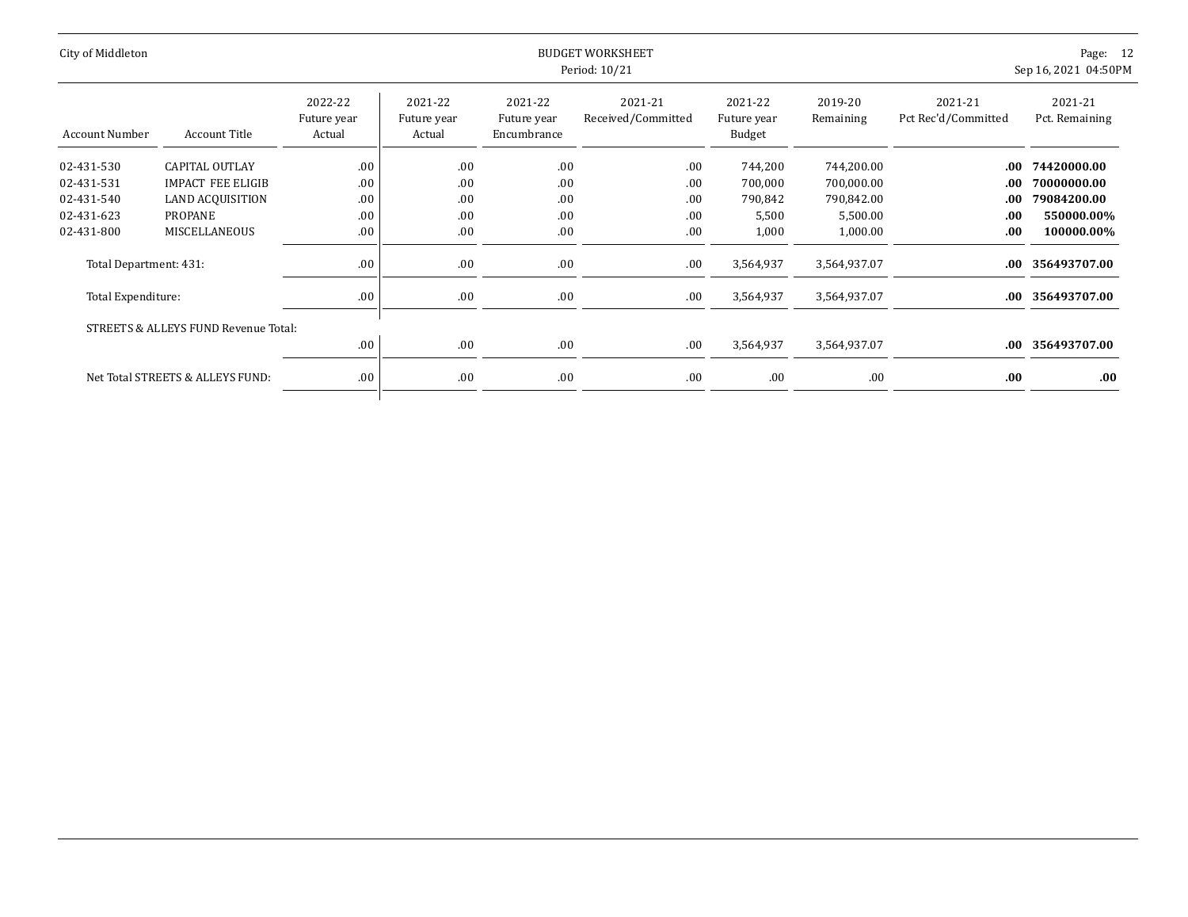City of Middleton

BUDGET WORKSHEET
Period: 10/21

| Account Number | Account Title | 2022-22 Future year Actual | 2021-22 Future year Actual | 2021-22 Future year Encumbrance | 2021-21 Received/Committed | 2021-22 Future year Budget | 2019-20 Remaining | 2021-21 Pct Rec'd/Committed | 2021-21 Pct. Remaining |
|---|---|---|---|---|---|---|---|---|---|
| 02-431-530 | CAPITAL OUTLAY | .00 | .00 | .00 | .00 | 744,200 | 744,200.00 | **.00** | **74420000.00** |
| 02-431-531 | IMPACT FEE ELIGIB | .00 | .00 | .00 | .00 | 700,000 | 700,000.00 | **.00** | **70000000.00** |
| 02-431-540 | LAND ACQUISITION | .00 | .00 | .00 | .00 | 790,842 | 790,842.00 | **.00** | **79084200.00** |
| 02-431-623 | PROPANE | .00 | .00 | .00 | .00 | 5,500 | 5,500.00 | **.00** | **550000.00%** |
| 02-431-800 | MISCELLANEOUS | .00 | .00 | .00 | .00 | 1,000 | 1,000.00 | **.00** | **100000.00%** |
| Total Department: 431: | | .00 | .00 | .00 | .00 | 3,564,937 | 3,564,937.07 | **.00** | **356493707.00** |
| Total Expenditure: | | .00 | .00 | .00 | .00 | 3,564,937 | 3,564,937.07 | **.00** | **356493707.00** |
| STREETS & ALLEYS FUND Revenue Total: | | .00 | .00 | .00 | .00 | 3,564,937 | 3,564,937.07 | **.00** | **356493707.00** |
| Net Total STREETS & ALLEYS FUND: | | .00 | .00 | .00 | .00 | .00 | .00 | **.00** | **.00** |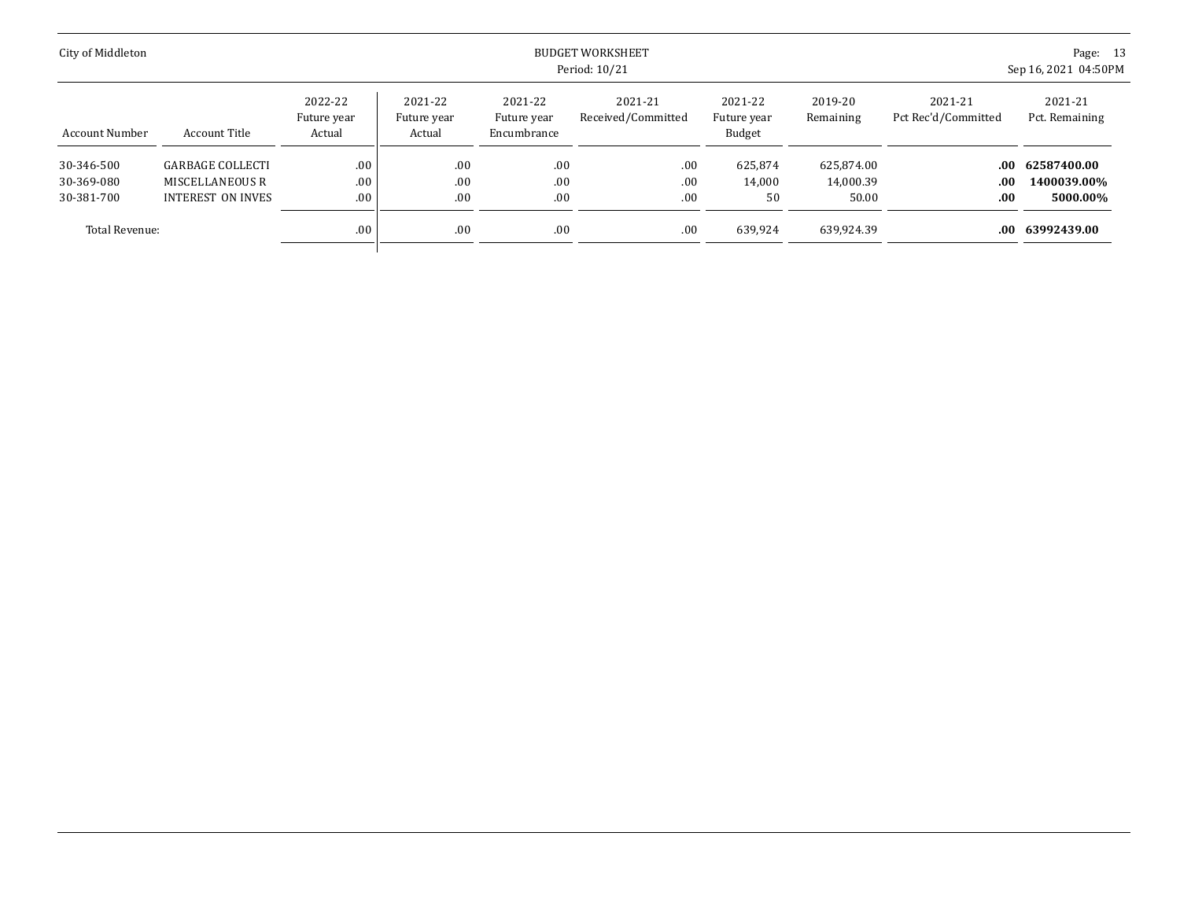City of Middleton

BUDGET WORKSHEET
Period: 10/21

| Account Number | Account Title | 2022-22 Future year Actual | 2021-22 Future year Actual | 2021-22 Future year Encumbrance | 2021-21 Received/Committed | 2021-22 Future year Budget | 2019-20 Remaining | 2021-21 Pct Rec'd/Committed | 2021-21 Pct. Remaining |
|---|---|---|---|---|---|---|---|---|---|
| 30-346-500 | GARBAGE COLLECTI | .00 | .00 | .00 | .00 | 625,874 | 625,874.00 | **.00** | **62587400.00** |
| 30-369-080 | MISCELLANEOUS R | .00 | .00 | .00 | .00 | 14,000 | 14,000.39 | **.00** | **1400039.00%** |
| 30-381-700 | INTEREST ON INVES | .00 | .00 | .00 | .00 | 50 | 50.00 | **.00** | **5000.00%** |
| Total Revenue: | | .00 | .00 | .00 | .00 | 639,924 | 639,924.39 | **.00** | **63992439.00** |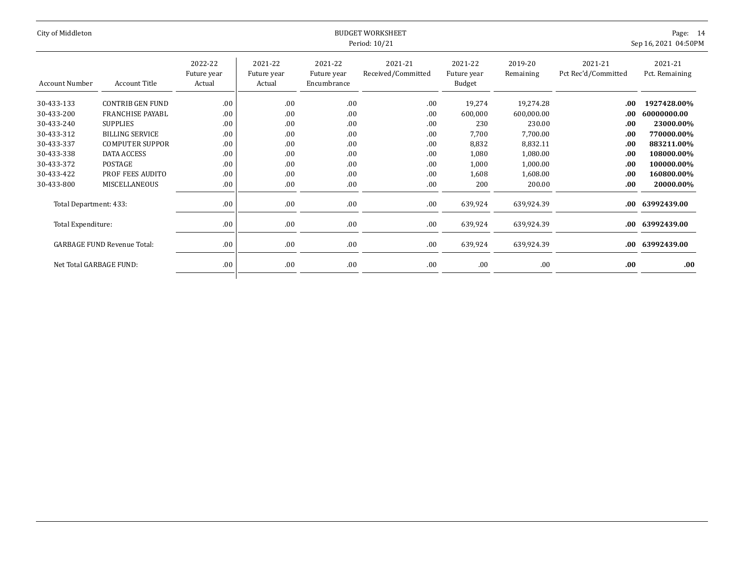City of Middleton

BUDGET WORKSHEET
Period: 10/21

| Account Number | Account Title | 2022-22 Future year Actual | 2021-22 Future year Actual | 2021-22 Future year Encumbrance | 2021-21 Received/Committed | 2021-22 Future year Budget | 2019-20 Remaining | 2021-21 Pct Rec'd/Committed | 2021-21 Pct. Remaining |
|---|---|---|---|---|---|---|---|---|---|
| 30-433-133 | CONTRIB GEN FUND | .00 | .00 | .00 | .00 | 19,274 | 19,274.28 | **.00** | **1927428.00%** |
| 30-433-200 | FRANCHISE PAYABL | .00 | .00 | .00 | .00 | 600,000 | 600,000.00 | **.00** | **60000000.00** |
| 30-433-240 | SUPPLIES | .00 | .00 | .00 | .00 | 230 | 230.00 | **.00** | **23000.00%** |
| 30-433-312 | BILLING SERVICE | .00 | .00 | .00 | .00 | 7,700 | 7,700.00 | **.00** | **770000.00%** |
| 30-433-337 | COMPUTER SUPPOR | .00 | .00 | .00 | .00 | 8,832 | 8,832.11 | **.00** | **883211.00%** |
| 30-433-338 | DATA ACCESS | .00 | .00 | .00 | .00 | 1,080 | 1,080.00 | **.00** | **108000.00%** |
| 30-433-372 | POSTAGE | .00 | .00 | .00 | .00 | 1,000 | 1,000.00 | **.00** | **100000.00%** |
| 30-433-422 | PROF FEES AUDITO | .00 | .00 | .00 | .00 | 1,608 | 1,608.00 | **.00** | **160800.00%** |
| 30-433-800 | MISCELLANEOUS | .00 | .00 | .00 | .00 | 200 | 200.00 | **.00** | **20000.00%** |
| Total Department: 433: | | .00 | .00 | .00 | .00 | 639,924 | 639,924.39 | **.00** | **63992439.00** |
| Total Expenditure: | | .00 | .00 | .00 | .00 | 639,924 | 639,924.39 | **.00** | **63992439.00** |
| GARBAGE FUND Revenue Total: | | .00 | .00 | .00 | .00 | 639,924 | 639,924.39 | **.00** | **63992439.00** |
| Net Total GARBAGE FUND: | | .00 | .00 | .00 | .00 | .00 | .00 | **.00** | **.00** |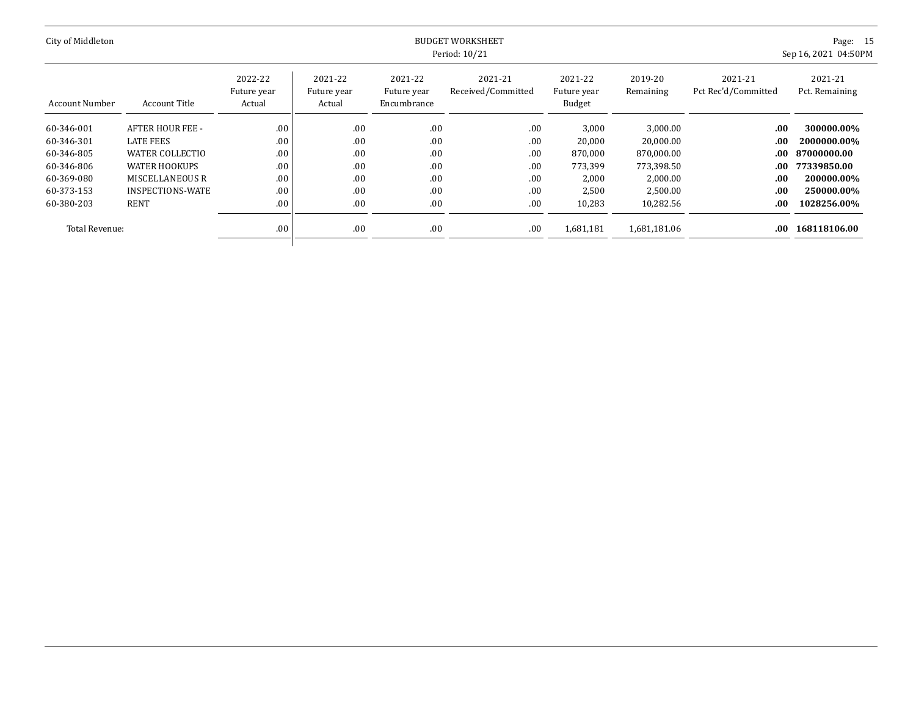City of Middleton

BUDGET WORKSHEET
Period: 10/21

| Account Number | Account Title | 2022-22 Future year Actual | 2021-22 Future year Actual | 2021-22 Future year Encumbrance | 2021-21 Received/Committed | 2021-22 Future year Budget | 2019-20 Remaining | 2021-21 Pct Rec'd/Committed | 2021-21 Pct. Remaining |
|---|---|---|---|---|---|---|---|---|---|
| 60-346-001 | AFTER HOUR FEE - | .00 | .00 | .00 | .00 | 3,000 | 3,000.00 | **.00** | **300000.00%** |
| 60-346-301 | LATE FEES | .00 | .00 | .00 | .00 | 20,000 | 20,000.00 | **.00** | **2000000.00%** |
| 60-346-805 | WATER COLLECTIO | .00 | .00 | .00 | .00 | 870,000 | 870,000.00 | **.00** | **87000000.00** |
| 60-346-806 | WATER HOOKUPS | .00 | .00 | .00 | .00 | 773,399 | 773,398.50 | **.00** | **77339850.00** |
| 60-369-080 | MISCELLANEOUS R | .00 | .00 | .00 | .00 | 2,000 | 2,000.00 | **.00** | **200000.00%** |
| 60-373-153 | INSPECTIONS-WATE | .00 | .00 | .00 | .00 | 2,500 | 2,500.00 | **.00** | **250000.00%** |
| 60-380-203 | RENT | .00 | .00 | .00 | .00 | 10,283 | 10,282.56 | **.00** | **1028256.00%** |
| Total Revenue: | | .00 | .00 | .00 | .00 | 1,681,181 | 1,681,181.06 | **.00** | **168118106.00** |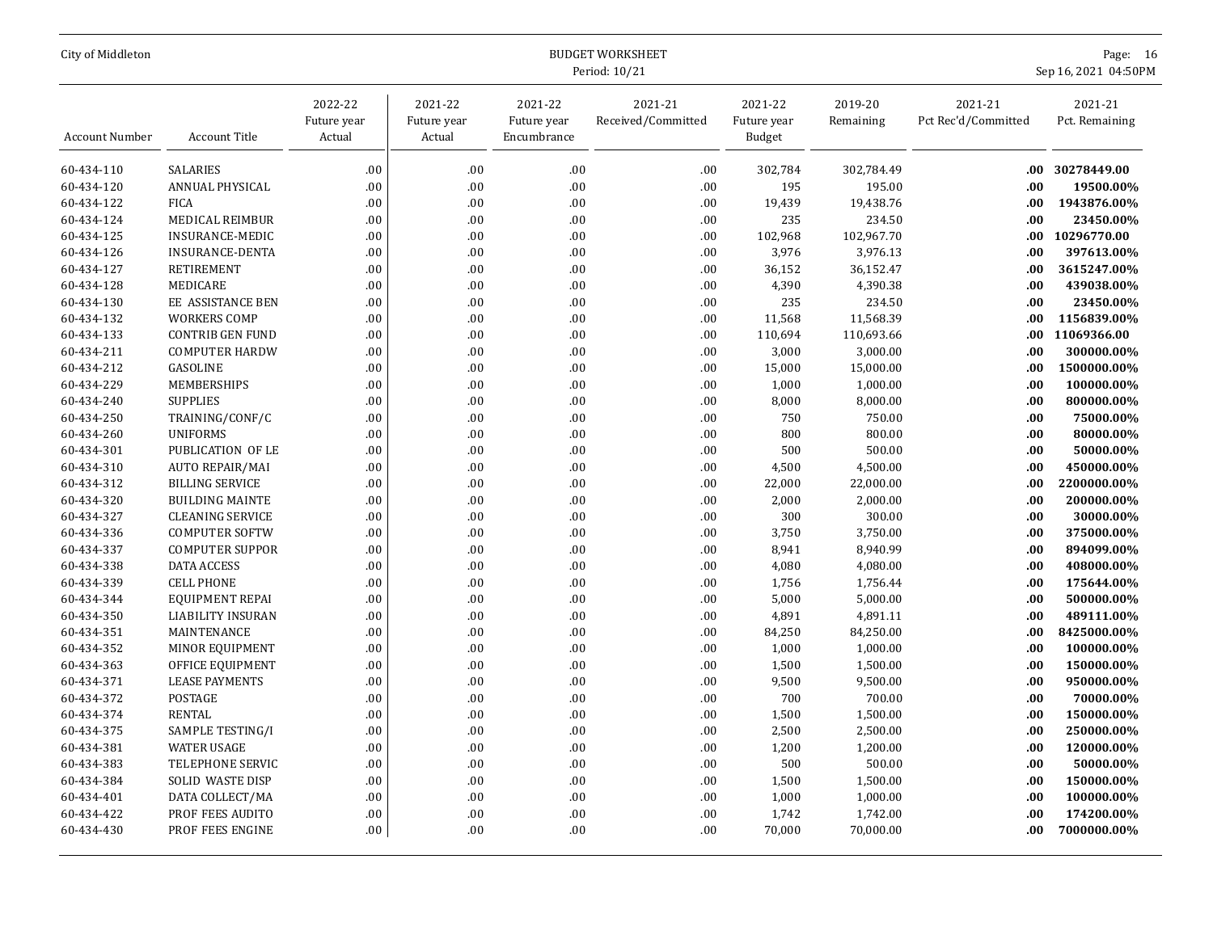| Account Number | Account Title | 2022-22 Future year Actual | 2021-22 Future year Actual | 2021-22 Future year Encumbrance | 2021-21 Received/Committed | 2021-22 Future year Budget | 2019-20 Remaining | 2021-21 Pct Rec'd/Committed | 2021-21 Pct. Remaining |
|---|---|---|---|---|---|---|---|---|---|
| 60-434-110 | SALARIES | .00 | .00 | .00 | .00 | 302,784 | 302,784.49 | **.00** | **30278449.00** |
| 60-434-120 | ANNUAL PHYSICAL | .00 | .00 | .00 | .00 | 195 | 195.00 | **.00** | **19500.00%** |
| 60-434-122 | FICA | .00 | .00 | .00 | .00 | 19,439 | 19,438.76 | **.00** | **1943876.00%** |
| 60-434-124 | MEDICAL REIMBUR | .00 | .00 | .00 | .00 | 235 | 234.50 | **.00** | **23450.00%** |
| 60-434-125 | INSURANCE-MEDIC | .00 | .00 | .00 | .00 | 102,968 | 102,967.70 | **.00** | **10296770.00** |
| 60-434-126 | INSURANCE-DENTA | .00 | .00 | .00 | .00 | 3,976 | 3,976.13 | **.00** | **397613.00%** |
| 60-434-127 | RETIREMENT | .00 | .00 | .00 | .00 | 36,152 | 36,152.47 | **.00** | **3615247.00%** |
| 60-434-128 | MEDICARE | .00 | .00 | .00 | .00 | 4,390 | 4,390.38 | **.00** | **439038.00%** |
| 60-434-130 | EE ASSISTANCE BEN | .00 | .00 | .00 | .00 | 235 | 234.50 | **.00** | **23450.00%** |
| 60-434-132 | WORKERS COMP | .00 | .00 | .00 | .00 | 11,568 | 11,568.39 | **.00** | **1156839.00%** |
| 60-434-133 | CONTRIB GEN FUND | .00 | .00 | .00 | .00 | 110,694 | 110,693.66 | **.00** | **11069366.00** |
| 60-434-211 | COMPUTER HARDW | .00 | .00 | .00 | .00 | 3,000 | 3,000.00 | **.00** | **300000.00%** |
| 60-434-212 | GASOLINE | .00 | .00 | .00 | .00 | 15,000 | 15,000.00 | **.00** | **1500000.00%** |
| 60-434-229 | MEMBERSHIPS | .00 | .00 | .00 | .00 | 1,000 | 1,000.00 | **.00** | **100000.00%** |
| 60-434-240 | SUPPLIES | .00 | .00 | .00 | .00 | 8,000 | 8,000.00 | **.00** | **800000.00%** |
| 60-434-250 | TRAINING/CONF/C | .00 | .00 | .00 | .00 | 750 | 750.00 | **.00** | **75000.00%** |
| 60-434-260 | UNIFORMS | .00 | .00 | .00 | .00 | 800 | 800.00 | **.00** | **80000.00%** |
| 60-434-301 | PUBLICATION OF LE | .00 | .00 | .00 | .00 | 500 | 500.00 | **.00** | **50000.00%** |
| 60-434-310 | AUTO REPAIR/MAI | .00 | .00 | .00 | .00 | 4,500 | 4,500.00 | **.00** | **450000.00%** |
| 60-434-312 | BILLING SERVICE | .00 | .00 | .00 | .00 | 22,000 | 22,000.00 | **.00** | **2200000.00%** |
| 60-434-320 | BUILDING MAINTE | .00 | .00 | .00 | .00 | 2,000 | 2,000.00 | **.00** | **200000.00%** |
| 60-434-327 | CLEANING SERVICE | .00 | .00 | .00 | .00 | 300 | 300.00 | **.00** | **30000.00%** |
| 60-434-336 | COMPUTER SOFTW | .00 | .00 | .00 | .00 | 3,750 | 3,750.00 | **.00** | **375000.00%** |
| 60-434-337 | COMPUTER SUPPOR | .00 | .00 | .00 | .00 | 8,941 | 8,940.99 | **.00** | **894099.00%** |
| 60-434-338 | DATA ACCESS | .00 | .00 | .00 | .00 | 4,080 | 4,080.00 | **.00** | **408000.00%** |
| 60-434-339 | CELL PHONE | .00 | .00 | .00 | .00 | 1,756 | 1,756.44 | **.00** | **175644.00%** |
| 60-434-344 | EQUIPMENT REPAI | .00 | .00 | .00 | .00 | 5,000 | 5,000.00 | **.00** | **500000.00%** |
| 60-434-350 | LIABILITY INSURAN | .00 | .00 | .00 | .00 | 4,891 | 4,891.11 | **.00** | **489111.00%** |
| 60-434-351 | MAINTENANCE | .00 | .00 | .00 | .00 | 84,250 | 84,250.00 | **.00** | **8425000.00%** |
| 60-434-352 | MINOR EQUIPMENT | .00 | .00 | .00 | .00 | 1,000 | 1,000.00 | **.00** | **100000.00%** |
| 60-434-363 | OFFICE EQUIPMENT | .00 | .00 | .00 | .00 | 1,500 | 1,500.00 | **.00** | **150000.00%** |
| 60-434-371 | LEASE PAYMENTS | .00 | .00 | .00 | .00 | 9,500 | 9,500.00 | **.00** | **950000.00%** |
| 60-434-372 | POSTAGE | .00 | .00 | .00 | .00 | 700 | 700.00 | **.00** | **70000.00%** |
| 60-434-374 | RENTAL | .00 | .00 | .00 | .00 | 1,500 | 1,500.00 | **.00** | **150000.00%** |
| 60-434-375 | SAMPLE TESTING/I | .00 | .00 | .00 | .00 | 2,500 | 2,500.00 | **.00** | **250000.00%** |
| 60-434-381 | WATER USAGE | .00 | .00 | .00 | .00 | 1,200 | 1,200.00 | **.00** | **120000.00%** |
| 60-434-383 | TELEPHONE SERVIC | .00 | .00 | .00 | .00 | 500 | 500.00 | **.00** | **50000.00%** |
| 60-434-384 | SOLID WASTE DISP | .00 | .00 | .00 | .00 | 1,500 | 1,500.00 | **.00** | **150000.00%** |
| 60-434-401 | DATA COLLECT/MA | .00 | .00 | .00 | .00 | 1,000 | 1,000.00 | **.00** | **100000.00%** |
| 60-434-422 | PROF FEES AUDITO | .00 | .00 | .00 | .00 | 1,742 | 1,742.00 | **.00** | **174200.00%** |
| 60-434-430 | PROF FEES ENGINE | .00 | .00 | .00 | .00 | 70,000 | 70,000.00 | **.00** | **7000000.00%** |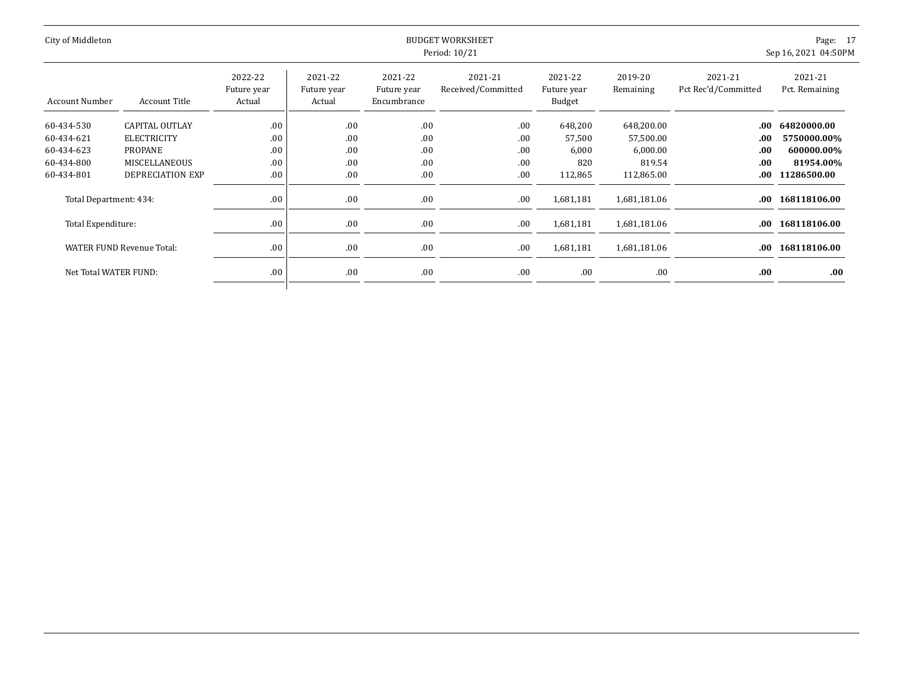City of Middleton

BUDGET WORKSHEET
Period: 10/21

| Account Number | Account Title | 2022-22 Future year Actual | 2021-22 Future year Actual | 2021-22 Future year Encumbrance | 2021-21 Received/Committed | 2021-22 Future year Budget | 2019-20 Remaining | 2021-21 Pct Rec'd/Committed | 2021-21 Pct. Remaining |
|---|---|---|---|---|---|---|---|---|---|
| 60-434-530 | CAPITAL OUTLAY | .00 | .00 | .00 | .00 | 648,200 | 648,200.00 | **.00** | **64820000.00** |
| 60-434-621 | ELECTRICITY | .00 | .00 | .00 | .00 | 57,500 | 57,500.00 | **.00** | **5750000.00%** |
| 60-434-623 | PROPANE | .00 | .00 | .00 | .00 | 6,000 | 6,000.00 | **.00** | **600000.00%** |
| 60-434-800 | MISCELLANEOUS | .00 | .00 | .00 | .00 | 820 | 819.54 | **.00** | **81954.00%** |
| 60-434-801 | DEPRECIATION EXP | .00 | .00 | .00 | .00 | 112,865 | 112,865.00 | **.00** | **11286500.00** |
| Total Department: 434: | | .00 | .00 | .00 | .00 | 1,681,181 | 1,681,181.06 | **.00** | **168118106.00** |
| Total Expenditure: | | .00 | .00 | .00 | .00 | 1,681,181 | 1,681,181.06 | **.00** | **168118106.00** |
| WATER FUND Revenue Total: | | .00 | .00 | .00 | .00 | 1,681,181 | 1,681,181.06 | **.00** | **168118106.00** |
| Net Total WATER FUND: | | .00 | .00 | .00 | .00 | .00 | .00 | **.00** | **.00** |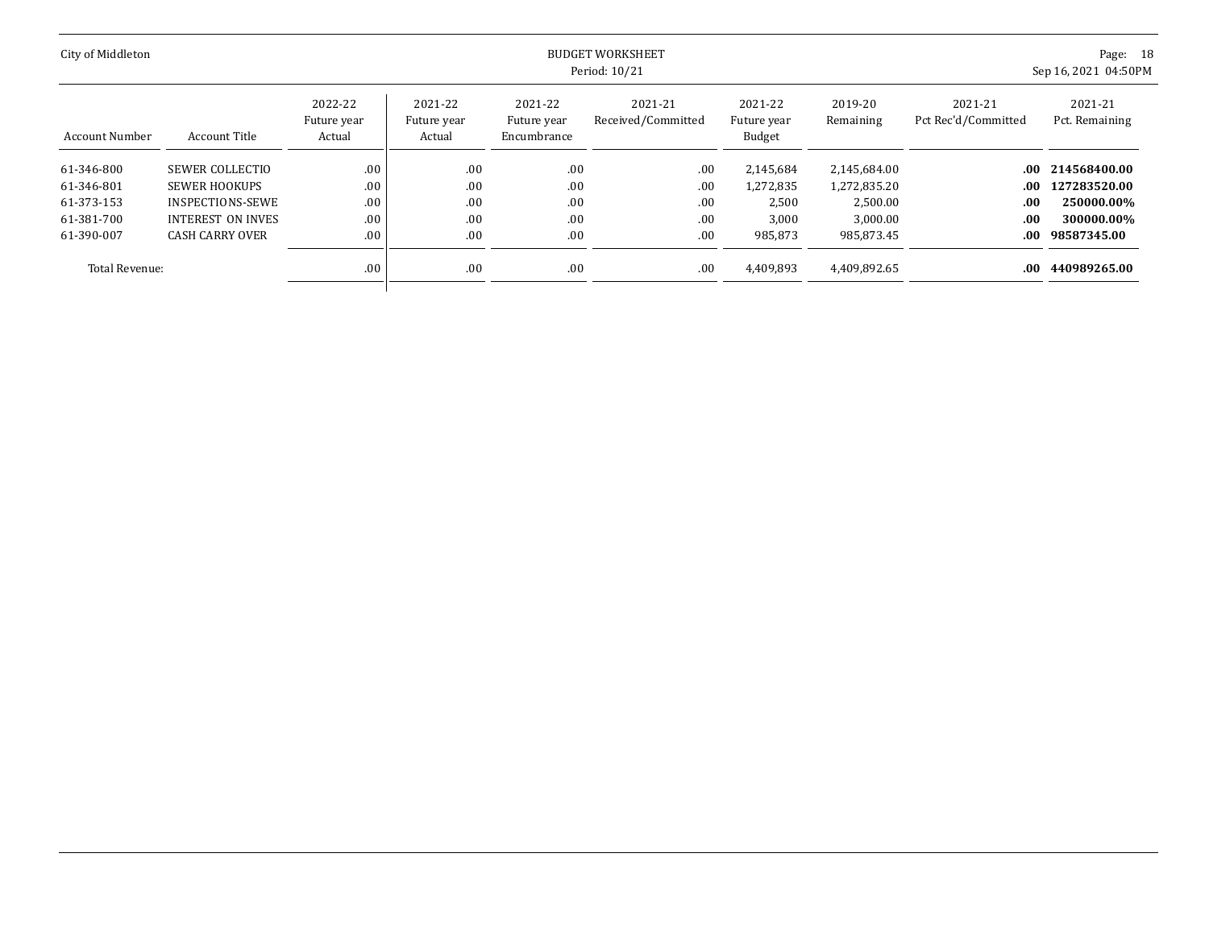City of Middleton

BUDGET WORKSHEET
Period: 10/21

| Account Number | Account Title | 2022-22 Future year Actual | 2021-22 Future year Actual | 2021-22 Future year Encumbrance | 2021-21 Received/Committed | 2021-22 Future year Budget | 2019-20 Remaining | 2021-21 Pct Rec'd/Committed | 2021-21 Pct. Remaining |
|---|---|---|---|---|---|---|---|---|---|
| 61-346-800 | SEWER COLLECTIO | .00 | .00 | .00 | .00 | 2,145,684 | 2,145,684.00 | **.00** | **214568400.00** |
| 61-346-801 | SEWER HOOKUPS | .00 | .00 | .00 | .00 | 1,272,835 | 1,272,835.20 | **.00** | **127283520.00** |
| 61-373-153 | INSPECTIONS-SEWE | .00 | .00 | .00 | .00 | 2,500 | 2,500.00 | **.00** | **250000.00%** |
| 61-381-700 | INTEREST ON INVES | .00 | .00 | .00 | .00 | 3,000 | 3,000.00 | **.00** | **300000.00%** |
| 61-390-007 | CASH CARRY OVER | .00 | .00 | .00 | .00 | 985,873 | 985,873.45 | **.00** | **98587345.00** |
| Total Revenue: | | .00 | .00 | .00 | .00 | 4,409,893 | 4,409,892.65 | **.00** | **440989265.00** |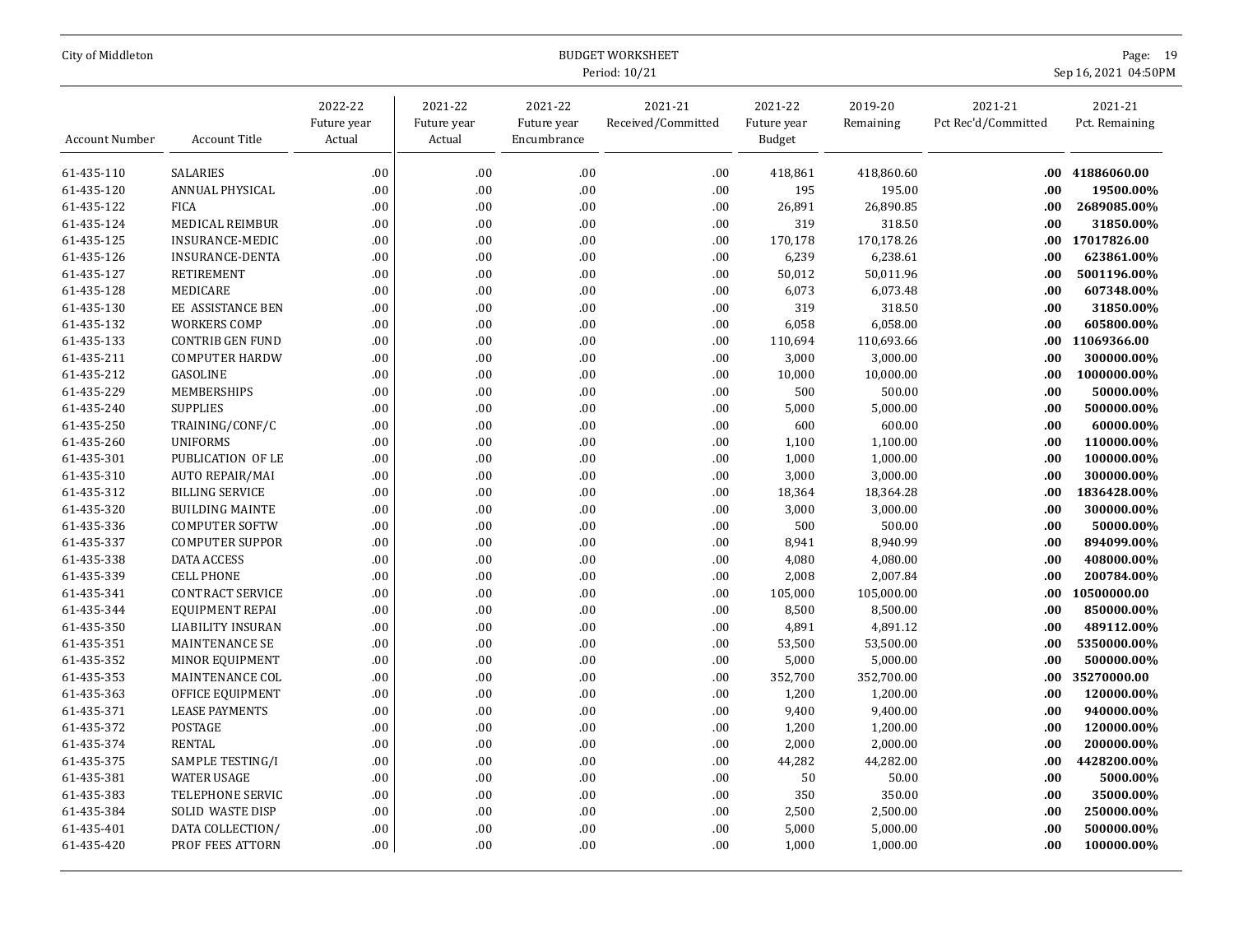City of Middleton

BUDGET WORKSHEET
Period: 10/21

| Account Number | Account Title | 2022-22 Future year Actual | 2021-22 Future year Actual | 2021-22 Future year Encumbrance | 2021-21 Received/Committed | 2021-22 Future year Budget | 2019-20 Remaining | 2021-21 Pct Rec'd/Committed | 2021-21 Pct. Remaining |
|---|---|---|---|---|---|---|---|---|---|
| 61-435-110 | SALARIES | .00 | .00 | .00 | .00 | 418,861 | 418,860.60 | **.00** | **41886060.00** |
| 61-435-120 | ANNUAL PHYSICAL | .00 | .00 | .00 | .00 | 195 | 195.00 | **.00** | **19500.00%** |
| 61-435-122 | FICA | .00 | .00 | .00 | .00 | 26,891 | 26,890.85 | **.00** | **2689085.00%** |
| 61-435-124 | MEDICAL REIMBUR | .00 | .00 | .00 | .00 | 319 | 318.50 | **.00** | **31850.00%** |
| 61-435-125 | INSURANCE-MEDIC | .00 | .00 | .00 | .00 | 170,178 | 170,178.26 | **.00** | **17017826.00** |
| 61-435-126 | INSURANCE-DENTA | .00 | .00 | .00 | .00 | 6,239 | 6,238.61 | **.00** | **623861.00%** |
| 61-435-127 | RETIREMENT | .00 | .00 | .00 | .00 | 50,012 | 50,011.96 | **.00** | **5001196.00%** |
| 61-435-128 | MEDICARE | .00 | .00 | .00 | .00 | 6,073 | 6,073.48 | **.00** | **607348.00%** |
| 61-435-130 | EE ASSISTANCE BEN | .00 | .00 | .00 | .00 | 319 | 318.50 | **.00** | **31850.00%** |
| 61-435-132 | WORKERS COMP | .00 | .00 | .00 | .00 | 6,058 | 6,058.00 | **.00** | **605800.00%** |
| 61-435-133 | CONTRIB GEN FUND | .00 | .00 | .00 | .00 | 110,694 | 110,693.66 | **.00** | **11069366.00** |
| 61-435-211 | COMPUTER HARDW | .00 | .00 | .00 | .00 | 3,000 | 3,000.00 | **.00** | **300000.00%** |
| 61-435-212 | GASOLINE | .00 | .00 | .00 | .00 | 10,000 | 10,000.00 | **.00** | **1000000.00%** |
| 61-435-229 | MEMBERSHIPS | .00 | .00 | .00 | .00 | 500 | 500.00 | **.00** | **50000.00%** |
| 61-435-240 | SUPPLIES | .00 | .00 | .00 | .00 | 5,000 | 5,000.00 | **.00** | **500000.00%** |
| 61-435-250 | TRAINING/CONF/C | .00 | .00 | .00 | .00 | 600 | 600.00 | **.00** | **60000.00%** |
| 61-435-260 | UNIFORMS | .00 | .00 | .00 | .00 | 1,100 | 1,100.00 | **.00** | **110000.00%** |
| 61-435-301 | PUBLICATION OF LE | .00 | .00 | .00 | .00 | 1,000 | 1,000.00 | **.00** | **100000.00%** |
| 61-435-310 | AUTO REPAIR/MAI | .00 | .00 | .00 | .00 | 3,000 | 3,000.00 | **.00** | **300000.00%** |
| 61-435-312 | BILLING SERVICE | .00 | .00 | .00 | .00 | 18,364 | 18,364.28 | **.00** | **1836428.00%** |
| 61-435-320 | BUILDING MAINTE | .00 | .00 | .00 | .00 | 3,000 | 3,000.00 | **.00** | **300000.00%** |
| 61-435-336 | COMPUTER SOFTW | .00 | .00 | .00 | .00 | 500 | 500.00 | **.00** | **50000.00%** |
| 61-435-337 | COMPUTER SUPPOR | .00 | .00 | .00 | .00 | 8,941 | 8,940.99 | **.00** | **894099.00%** |
| 61-435-338 | DATA ACCESS | .00 | .00 | .00 | .00 | 4,080 | 4,080.00 | **.00** | **408000.00%** |
| 61-435-339 | CELL PHONE | .00 | .00 | .00 | .00 | 2,008 | 2,007.84 | **.00** | **200784.00%** |
| 61-435-341 | CONTRACT SERVICE | .00 | .00 | .00 | .00 | 105,000 | 105,000.00 | **.00** | **10500000.00** |
| 61-435-344 | EQUIPMENT REPAI | .00 | .00 | .00 | .00 | 8,500 | 8,500.00 | **.00** | **850000.00%** |
| 61-435-350 | LIABILITY INSURAN | .00 | .00 | .00 | .00 | 4,891 | 4,891.12 | **.00** | **489112.00%** |
| 61-435-351 | MAINTENANCE SE | .00 | .00 | .00 | .00 | 53,500 | 53,500.00 | **.00** | **5350000.00%** |
| 61-435-352 | MINOR EQUIPMENT | .00 | .00 | .00 | .00 | 5,000 | 5,000.00 | **.00** | **500000.00%** |
| 61-435-353 | MAINTENANCE COL | .00 | .00 | .00 | .00 | 352,700 | 352,700.00 | **.00** | **35270000.00** |
| 61-435-363 | OFFICE EQUIPMENT | .00 | .00 | .00 | .00 | 1,200 | 1,200.00 | **.00** | **120000.00%** |
| 61-435-371 | LEASE PAYMENTS | .00 | .00 | .00 | .00 | 9,400 | 9,400.00 | **.00** | **940000.00%** |
| 61-435-372 | POSTAGE | .00 | .00 | .00 | .00 | 1,200 | 1,200.00 | **.00** | **120000.00%** |
| 61-435-374 | RENTAL | .00 | .00 | .00 | .00 | 2,000 | 2,000.00 | **.00** | **200000.00%** |
| 61-435-375 | SAMPLE TESTING/I | .00 | .00 | .00 | .00 | 44,282 | 44,282.00 | **.00** | **4428200.00%** |
| 61-435-381 | WATER USAGE | .00 | .00 | .00 | .00 | 50 | 50.00 | **.00** | **5000.00%** |
| 61-435-383 | TELEPHONE SERVIC | .00 | .00 | .00 | .00 | 350 | 350.00 | **.00** | **35000.00%** |
| 61-435-384 | SOLID WASTE DISP | .00 | .00 | .00 | .00 | 2,500 | 2,500.00 | **.00** | **250000.00%** |
| 61-435-401 | DATA COLLECTION/ | .00 | .00 | .00 | .00 | 5,000 | 5,000.00 | **.00** | **500000.00%** |
| 61-435-420 | PROF FEES ATTORN | .00 | .00 | .00 | .00 | 1,000 | 1,000.00 | **.00** | **100000.00%** |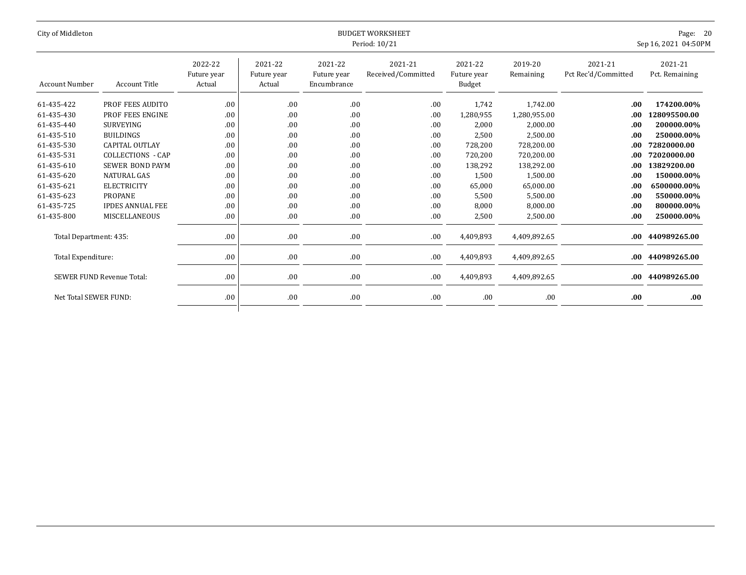City of Middleton

BUDGET WORKSHEET
Period: 10/21

| Account Number | Account Title | 2022-22 Future year Actual | 2021-22 Future year Actual | 2021-22 Future year Encumbrance | 2021-21 Received/Committed | 2021-22 Future year Budget | 2019-20 Remaining | 2021-21 Pct Rec'd/Committed | 2021-21 Pct. Remaining |
|---|---|---|---|---|---|---|---|---|---|
| 61-435-422 | PROF FEES AUDITO | .00 | .00 | .00 | .00 | 1,742 | 1,742.00 | **.00** | **174200.00%** |
| 61-435-430 | PROF FEES ENGINE | .00 | .00 | .00 | .00 | 1,280,955 | 1,280,955.00 | **.00** | **128095500.00** |
| 61-435-440 | SURVEYING | .00 | .00 | .00 | .00 | 2,000 | 2,000.00 | **.00** | **200000.00%** |
| 61-435-510 | BUILDINGS | .00 | .00 | .00 | .00 | 2,500 | 2,500.00 | **.00** | **250000.00%** |
| 61-435-530 | CAPITAL OUTLAY | .00 | .00 | .00 | .00 | 728,200 | 728,200.00 | **.00** | **72820000.00** |
| 61-435-531 | COLLECTIONS - CAP | .00 | .00 | .00 | .00 | 720,200 | 720,200.00 | **.00** | **72020000.00** |
| 61-435-610 | SEWER BOND PAYM | .00 | .00 | .00 | .00 | 138,292 | 138,292.00 | **.00** | **13829200.00** |
| 61-435-620 | NATURAL GAS | .00 | .00 | .00 | .00 | 1,500 | 1,500.00 | **.00** | **150000.00%** |
| 61-435-621 | ELECTRICITY | .00 | .00 | .00 | .00 | 65,000 | 65,000.00 | **.00** | **6500000.00%** |
| 61-435-623 | PROPANE | .00 | .00 | .00 | .00 | 5,500 | 5,500.00 | **.00** | **550000.00%** |
| 61-435-725 | IPDES ANNUAL FEE | .00 | .00 | .00 | .00 | 8,000 | 8,000.00 | **.00** | **800000.00%** |
| 61-435-800 | MISCELLANEOUS | .00 | .00 | .00 | .00 | 2,500 | 2,500.00 | **.00** | **250000.00%** |
| Total Department: 435: | | .00 | .00 | .00 | .00 | 4,409,893 | 4,409,892.65 | **.00** | **440989265.00** |
| Total Expenditure: | | .00 | .00 | .00 | .00 | 4,409,893 | 4,409,892.65 | **.00** | **440989265.00** |
| SEWER FUND Revenue Total: | | .00 | .00 | .00 | .00 | 4,409,893 | 4,409,892.65 | **.00** | **440989265.00** |
| Net Total SEWER FUND: | | .00 | .00 | .00 | .00 | .00 | .00 | **.00** | **.00** |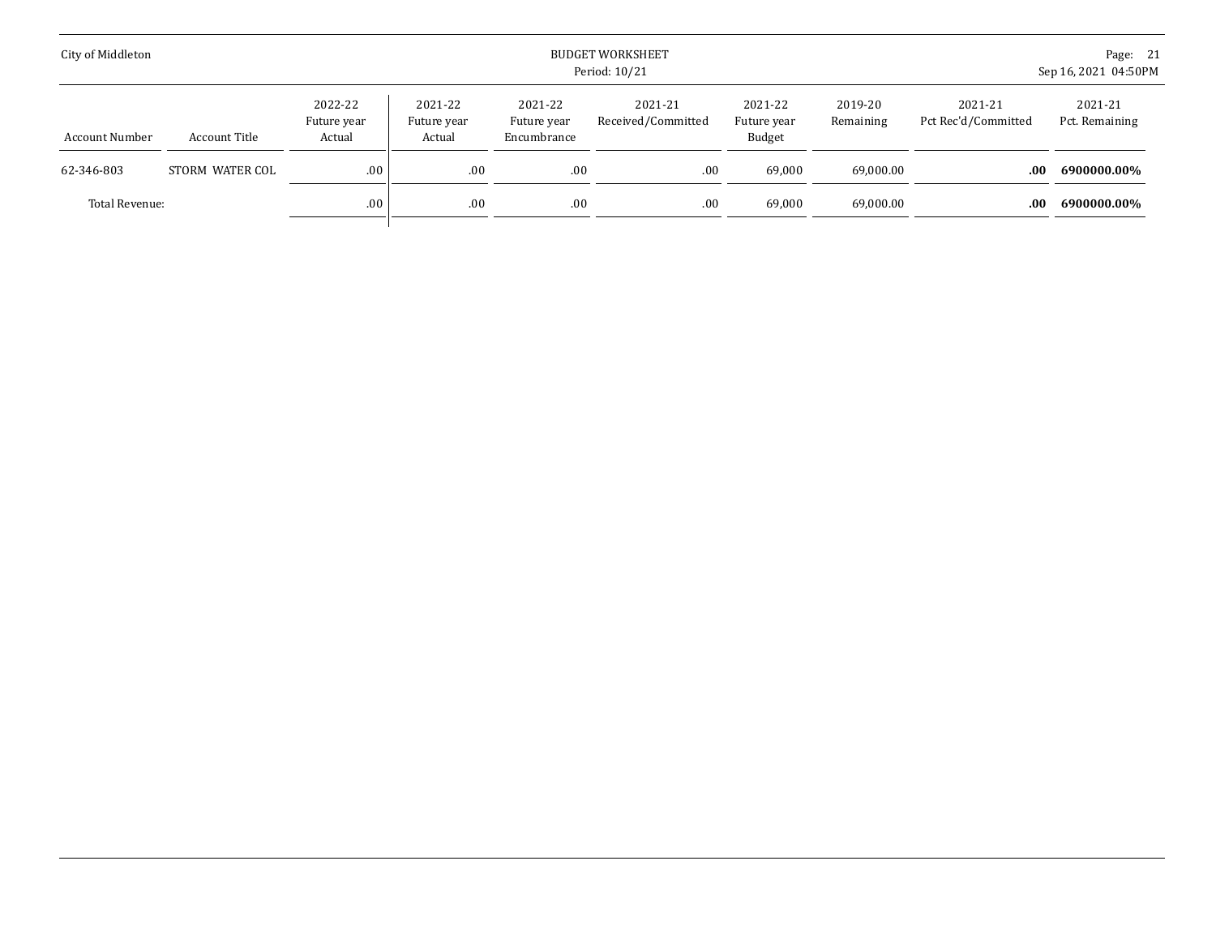City of Middleton

BUDGET WORKSHEET
Period: 10/21

| Account Number | Account Title | 2022-22 Future year Actual | 2021-22 Future year Actual | 2021-22 Future year Encumbrance | 2021-21 Received/Committed | 2021-22 Future year Budget | 2019-20 Remaining | 2021-21 Pct Rec'd/Committed | 2021-21 Pct. Remaining |
|---|---|---|---|---|---|---|---|---|---|
| 62-346-803 | STORM WATER COL | .00 | .00 | .00 | .00 | 69,000 | 69,000.00 | **.00** | **6900000.00%** |
| Total Revenue: | | .00 | .00 | .00 | .00 | 69,000 | 69,000.00 | **.00** | **6900000.00%** |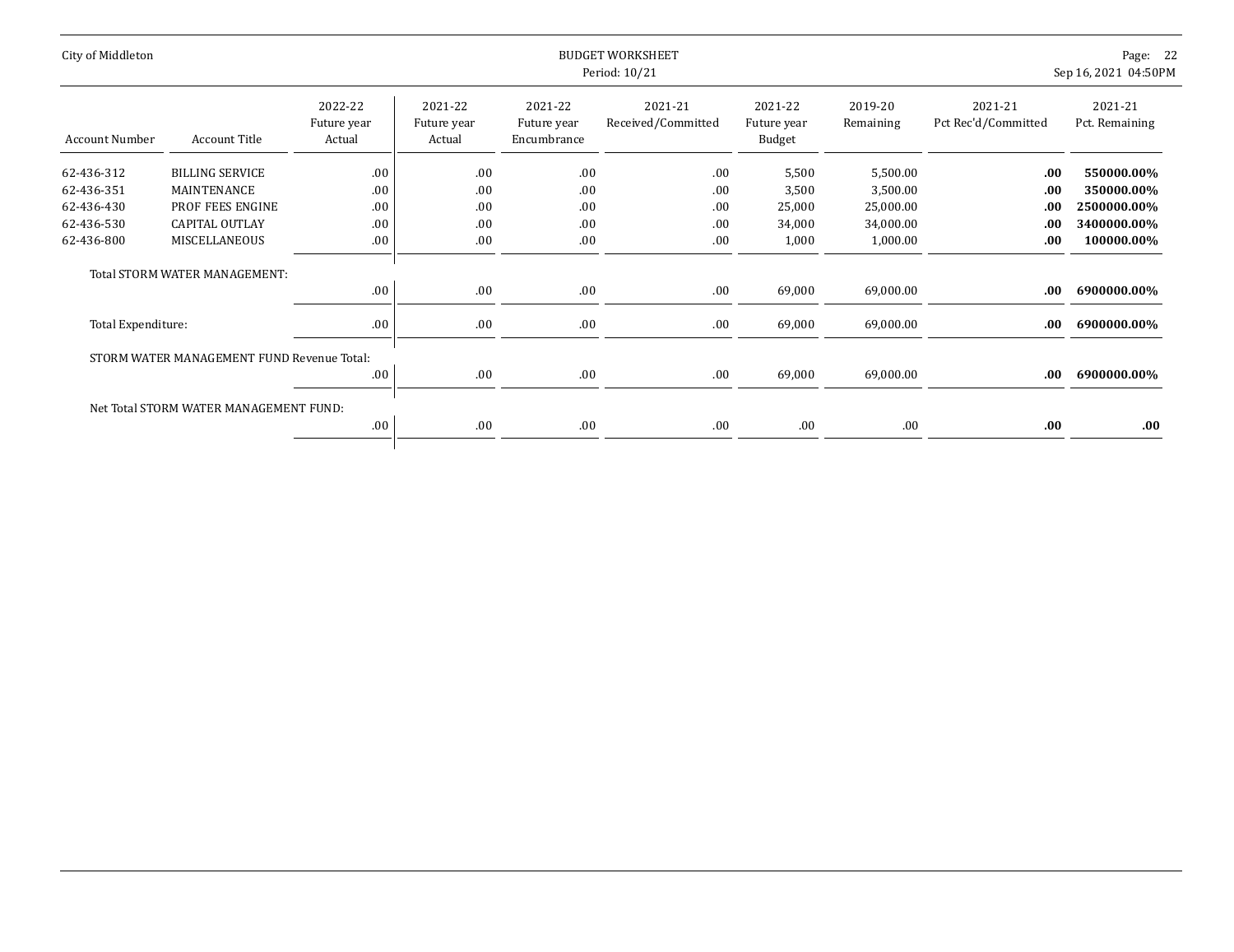| Account Number | Account Title | 2022-22 Future year Actual | 2021-22 Future year Actual | 2021-22 Future year Encumbrance | 2021-21 Received/Committed | 2021-22 Future year Budget | 2019-20 Remaining | 2021-21 Pct Rec'd/Committed | 2021-21 Pct. Remaining |
|---|---|---|---|---|---|---|---|---|---|
| 62-436-312 | BILLING SERVICE | .00 | .00 | .00 | .00 | 5,500 | 5,500.00 | **.00** | **550000.00%** |
| 62-436-351 | MAINTENANCE | .00 | .00 | .00 | .00 | 3,500 | 3,500.00 | **.00** | **350000.00%** |
| 62-436-430 | PROF FEES ENGINE | .00 | .00 | .00 | .00 | 25,000 | 25,000.00 | **.00** | **2500000.00%** |
| 62-436-530 | CAPITAL OUTLAY | .00 | .00 | .00 | .00 | 34,000 | 34,000.00 | **.00** | **3400000.00%** |
| 62-436-800 | MISCELLANEOUS | .00 | .00 | .00 | .00 | 1,000 | 1,000.00 | **.00** | **100000.00%** |
| Total STORM WATER MANAGEMENT: | | .00 | .00 | .00 | .00 | 69,000 | 69,000.00 | **.00** | **6900000.00%** |
| Total Expenditure: | | .00 | .00 | .00 | .00 | 69,000 | 69,000.00 | **.00** | **6900000.00%** |
| STORM WATER MANAGEMENT FUND Revenue Total: | | .00 | .00 | .00 | .00 | 69,000 | 69,000.00 | **.00** | **6900000.00%** |
| Net Total STORM WATER MANAGEMENT FUND: | | .00 | .00 | .00 | .00 | .00 | .00 | **.00** | **.00** |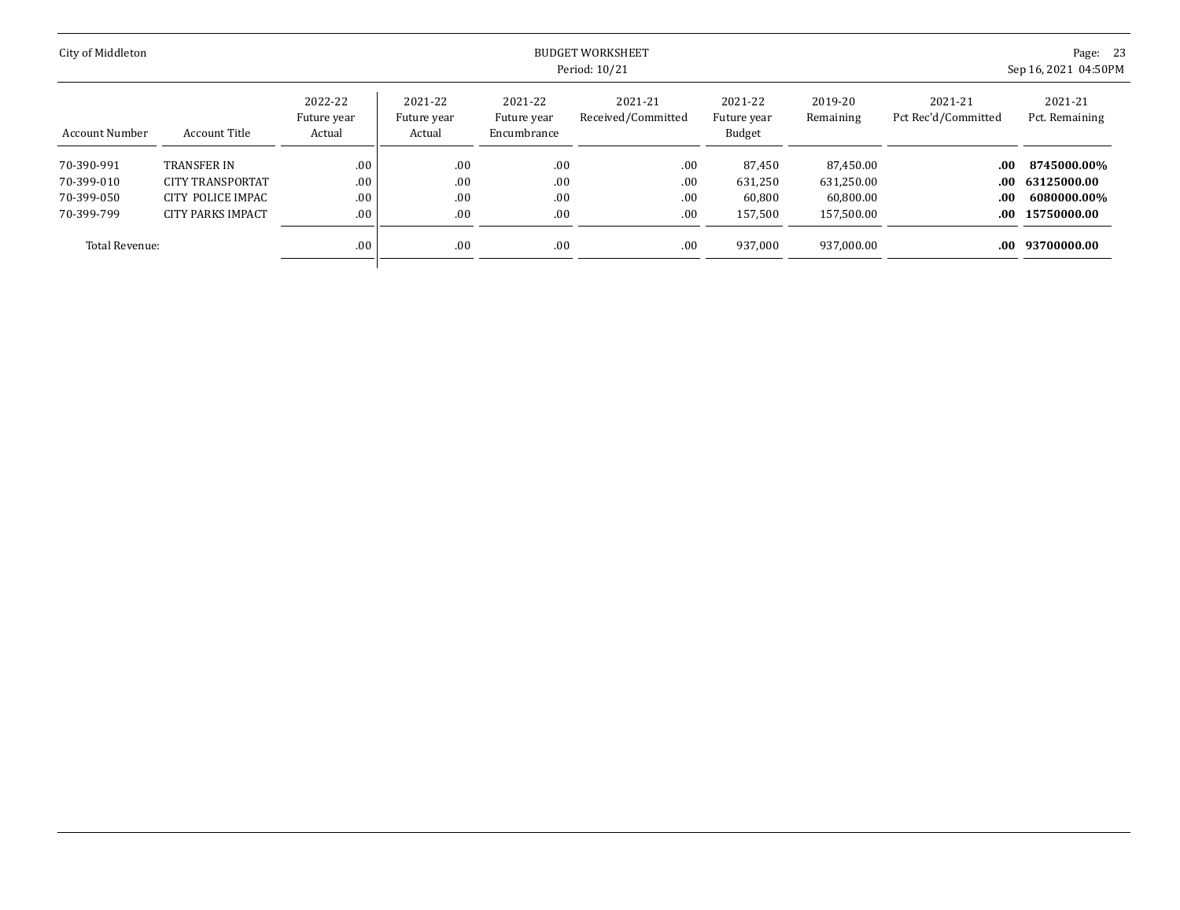City of Middleton

BUDGET WORKSHEET
Period: 10/21

| Account Number | Account Title | 2022-22 Future year Actual | 2021-22 Future year Actual | 2021-22 Future year Encumbrance | 2021-21 Received/Committed | 2021-22 Future year Budget | 2019-20 Remaining | 2021-21 Pct Rec'd/Committed | 2021-21 Pct. Remaining |
|---|---|---|---|---|---|---|---|---|---|
| 70-390-991 | TRANSFER IN | .00 | .00 | .00 | .00 | 87,450 | 87,450.00 | **.00** | **8745000.00%** |
| 70-399-010 | CITY TRANSPORTAT | .00 | .00 | .00 | .00 | 631,250 | 631,250.00 | **.00** | **63125000.00** |
| 70-399-050 | CITY POLICE IMPAC | .00 | .00 | .00 | .00 | 60,800 | 60,800.00 | **.00** | **6080000.00%** |
| 70-399-799 | CITY PARKS IMPACT | .00 | .00 | .00 | .00 | 157,500 | 157,500.00 | **.00** | **15750000.00** |
| Total Revenue: | | .00 | .00 | .00 | .00 | 937,000 | 937,000.00 | **.00** | **93700000.00** |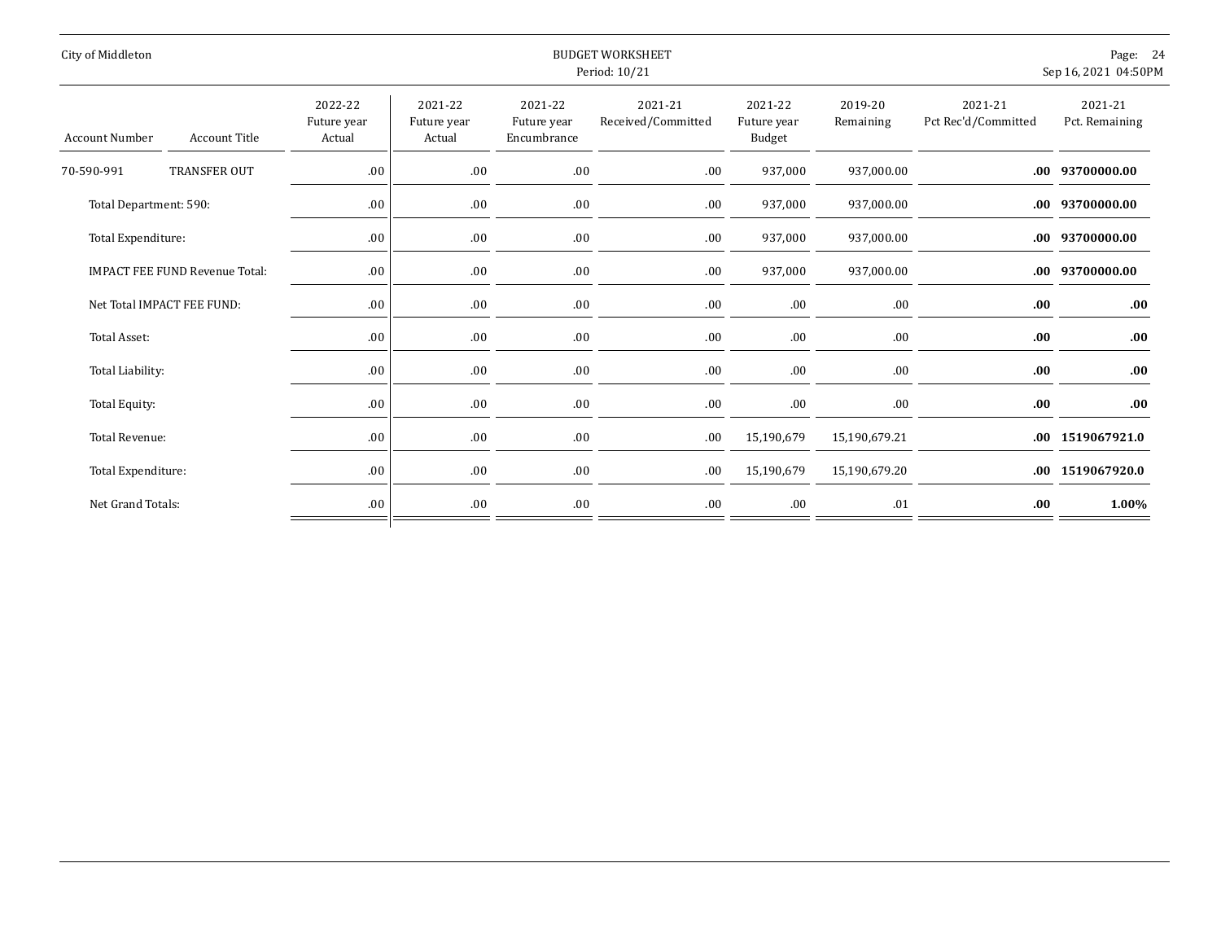| Account Number | Account Title | 2022-22 Future year Actual | 2021-22 Future year Actual | 2021-22 Future year Encumbrance | 2021-21 Received/Committed | 2021-22 Future year Budget | 2019-20 Remaining | 2021-21 Pct Rec'd/Committed | 2021-21 Pct. Remaining |
|---|---|---|---|---|---|---|---|---|---|
| 70-590-991 | TRANSFER OUT | .00 | .00 | .00 | .00 | 937,000 | 937,000.00 | **.00** | **93700000.00** |
| Total Department: 590: | | .00 | .00 | .00 | .00 | 937,000 | 937,000.00 | **.00** | **93700000.00** |
| Total Expenditure: | | .00 | .00 | .00 | .00 | 937,000 | 937,000.00 | **.00** | **93700000.00** |
| IMPACT FEE FUND Revenue Total: | | .00 | .00 | .00 | .00 | 937,000 | 937,000.00 | **.00** | **93700000.00** |
| Net Total IMPACT FEE FUND: | | .00 | .00 | .00 | .00 | .00 | .00 | **.00** | **.00** |
| Total Asset: | | .00 | .00 | .00 | .00 | .00 | .00 | **.00** | **.00** |
| Total Liability: | | .00 | .00 | .00 | .00 | .00 | .00 | **.00** | **.00** |
| Total Equity: | | .00 | .00 | .00 | .00 | .00 | .00 | **.00** | **.00** |
| Total Revenue: | | .00 | .00 | .00 | .00 | 15,190,679 | 15,190,679.21 | **.00** | **1519067921.0** |
| Total Expenditure: | | .00 | .00 | .00 | .00 | 15,190,679 | 15,190,679.20 | **.00** | **1519067920.0** |
| Net Grand Totals: | | .00 | .00 | .00 | .00 | .00 | .01 | **.00** | **1.00%** |